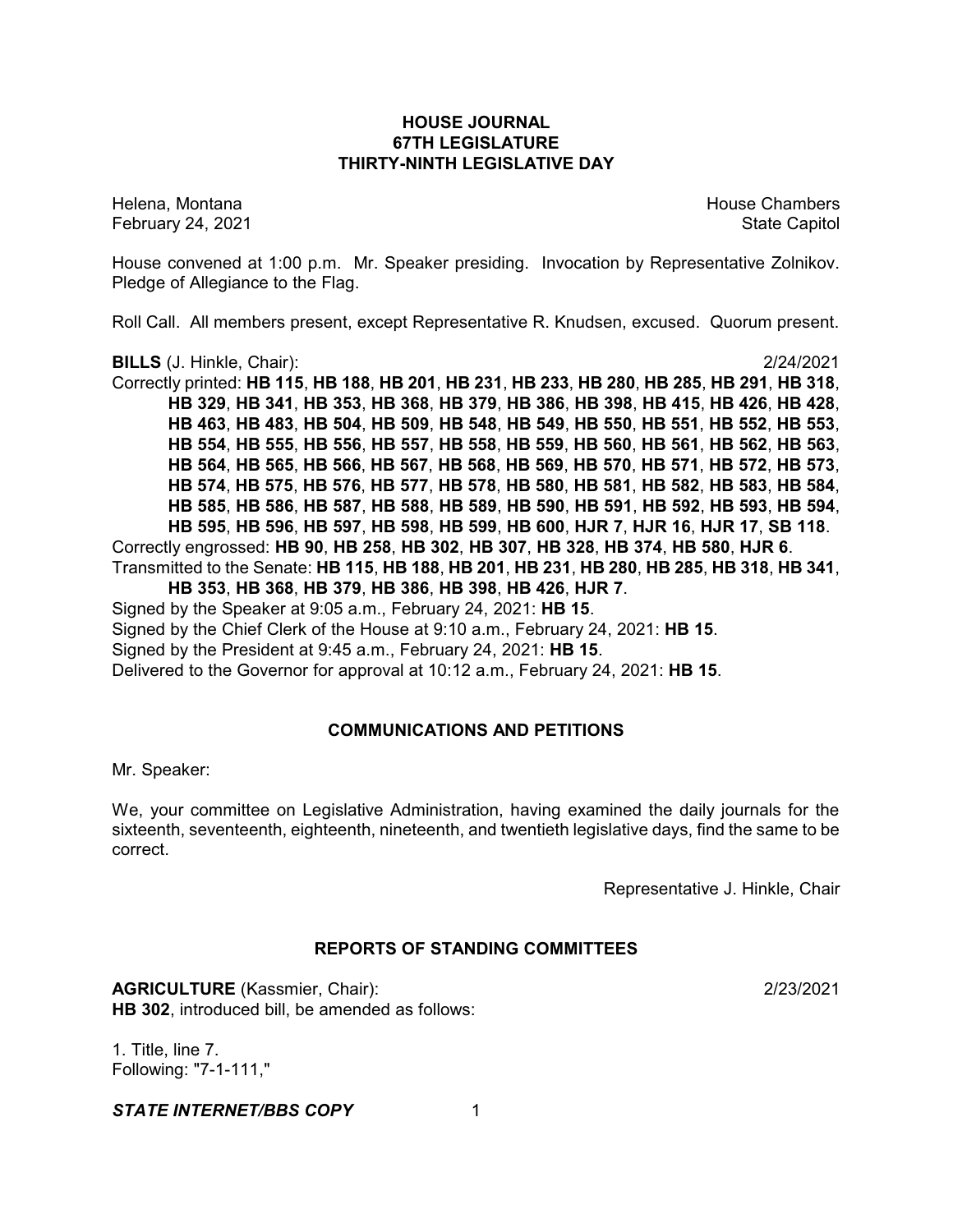# HOUSE JOURNAL
## 67TH LEGISLATURE
## THIRTY-NINTH LEGISLATIVE DAY

Helena, Montana House Chambers
February 24, 2021 State Capitol

House convened at 1:00 p.m. Mr. Speaker presiding. Invocation by Representative Zolnikov. Pledge of Allegiance to the Flag.

Roll Call. All members present, except Representative R. Knudsen, excused. Quorum present.

**BILLS** (J. Hinkle, Chair): 2/24/2021

Correctly printed: **HB 115**, **HB 188**, **HB 201**, **HB 231**, **HB 233**, **HB 280**, **HB 285**, **HB 291**, **HB 318**, **HB 329**, **HB 341**, **HB 353**, **HB 368**, **HB 379**, **HB 386**, **HB 398**, **HB 415**, **HB 426**, **HB 428**, **HB 463**, **HB 483**, **HB 504**, **HB 509**, **HB 548**, **HB 549**, **HB 550**, **HB 551**, **HB 552**, **HB 553**, **HB 554**, **HB 555**, **HB 556**, **HB 557**, **HB 558**, **HB 559**, **HB 560**, **HB 561**, **HB 562**, **HB 563**, **HB 564**, **HB 565**, **HB 566**, **HB 567**, **HB 568**, **HB 569**, **HB 570**, **HB 571**, **HB 572**, **HB 573**, **HB 574**, **HB 575**, **HB 576**, **HB 577**, **HB 578**, **HB 580**, **HB 581**, **HB 582**, **HB 583**, **HB 584**, **HB 585**, **HB 586**, **HB 587**, **HB 588**, **HB 589**, **HB 590**, **HB 591**, **HB 592**, **HB 593**, **HB 594**, **HB 595**, **HB 596**, **HB 597**, **HB 598**, **HB 599**, **HB 600**, **HJR 7**, **HJR 16**, **HJR 17**, **SB 118**.

Correctly engrossed: **HB 90**, **HB 258**, **HB 302**, **HB 307**, **HB 328**, **HB 374**, **HB 580**, **HJR 6**.

Transmitted to the Senate: **HB 115**, **HB 188**, **HB 201**, **HB 231**, **HB 280**, **HB 285**, **HB 318**, **HB 341**, **HB 353**, **HB 368**, **HB 379**, **HB 386**, **HB 398**, **HB 426**, **HJR 7**.

Signed by the Speaker at 9:05 a.m., February 24, 2021: **HB 15**.

Signed by the Chief Clerk of the House at 9:10 a.m., February 24, 2021: **HB 15**.

Signed by the President at 9:45 a.m., February 24, 2021: **HB 15**.

Delivered to the Governor for approval at 10:12 a.m., February 24, 2021: **HB 15**.

## COMMUNICATIONS AND PETITIONS

Mr. Speaker:

We, your committee on Legislative Administration, having examined the daily journals for the sixteenth, seventeenth, eighteenth, nineteenth, and twentieth legislative days, find the same to be correct.

Representative J. Hinkle, Chair

## REPORTS OF STANDING COMMITTEES

**AGRICULTURE** (Kassmier, Chair): 2/23/2021

**HB 302**, introduced bill, be amended as follows:

1. Title, line 7.
Following: "7-1-111,"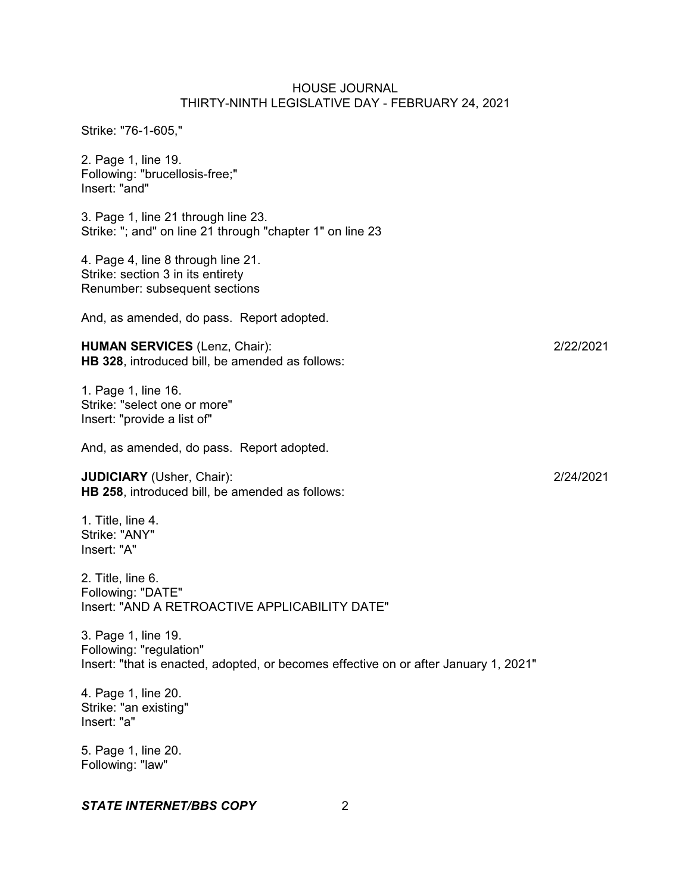Strike: "76-1-605,"

2. Page 1, line 19.
Following: "brucellosis-free;"
Insert: "and"

3. Page 1, line 21 through line 23.
Strike: "; and" on line 21 through "chapter 1" on line 23

4. Page 4, line 8 through line 21.
Strike: section 3 in its entirety
Renumber: subsequent sections

And, as amended, do pass. Report adopted.

**HUMAN SERVICES** (Lenz, Chair): 2/22/2021
**HB 328**, introduced bill, be amended as follows:

1. Page 1, line 16.
Strike: "select one or more"
Insert: "provide a list of"

And, as amended, do pass. Report adopted.

**JUDICIARY** (Usher, Chair): 2/24/2021
**HB 258**, introduced bill, be amended as follows:

1. Title, line 4.
Strike: "ANY"
Insert: "A"

2. Title, line 6.
Following: "DATE"
Insert: "AND A RETROACTIVE APPLICABILITY DATE"

3. Page 1, line 19.
Following: "regulation"
Insert: "that is enacted, adopted, or becomes effective on or after January 1, 2021"

4. Page 1, line 20.
Strike: "an existing"
Insert: "a"

5. Page 1, line 20.
Following: "law"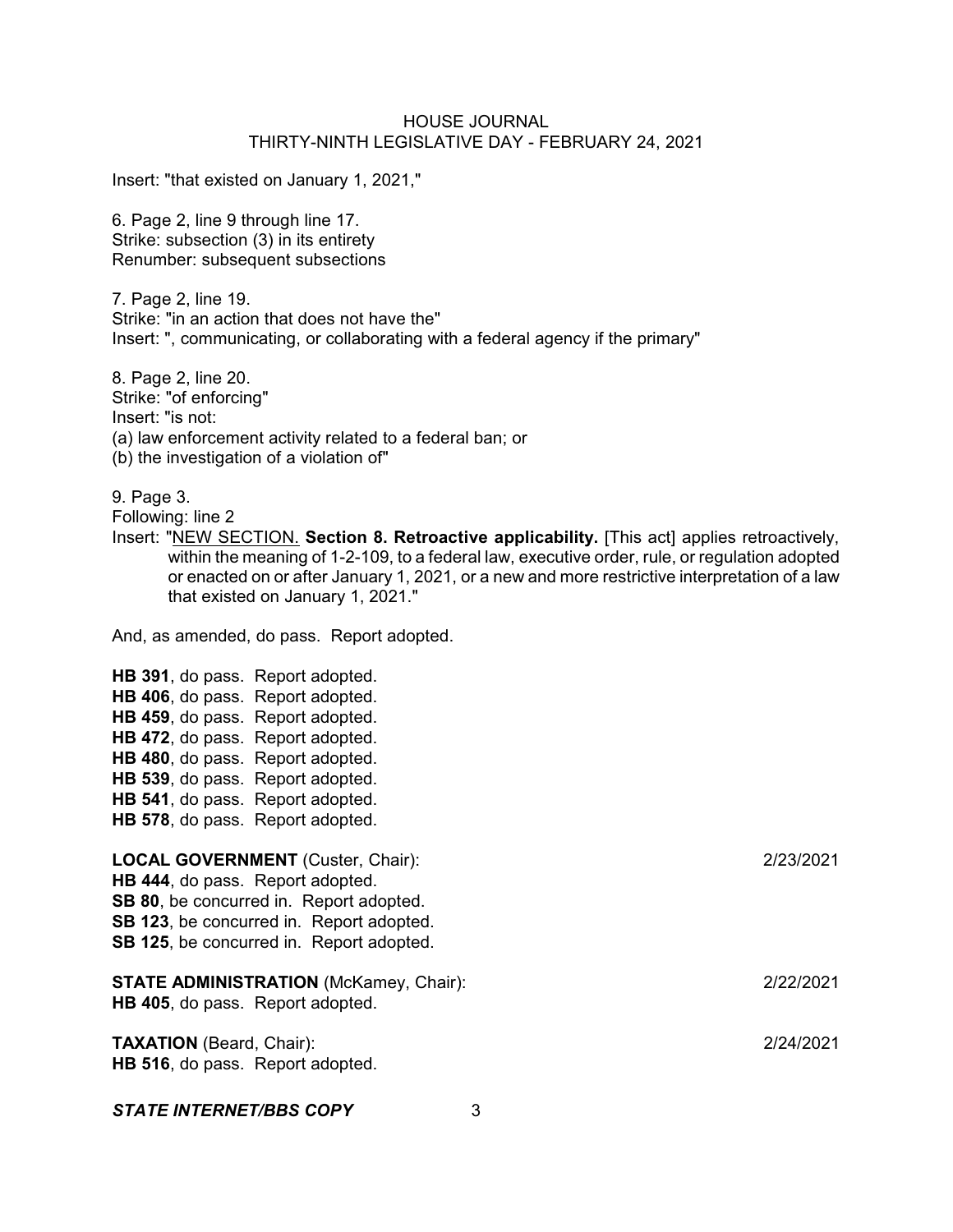Insert: "that existed on January 1, 2021,"

6. Page 2, line 9 through line 17.
Strike: subsection (3) in its entirety
Renumber: subsequent subsections

7. Page 2, line 19.
Strike: "in an action that does not have the"
Insert: ", communicating, or collaborating with a federal agency if the primary"

8. Page 2, line 20.
Strike: "of enforcing"
Insert: "is not:
(a) law enforcement activity related to a federal ban; or
(b) the investigation of a violation of"

9. Page 3.
Following: line 2
Insert: "NEW SECTION. **Section 8. Retroactive applicability.** [This act] applies retroactively, within the meaning of 1-2-109, to a federal law, executive order, rule, or regulation adopted or enacted on or after January 1, 2021, or a new and more restrictive interpretation of a law that existed on January 1, 2021."

And, as amended, do pass. Report adopted.

**HB 391**, do pass. Report adopted.
**HB 406**, do pass. Report adopted.
**HB 459**, do pass. Report adopted.
**HB 472**, do pass. Report adopted.
**HB 480**, do pass. Report adopted.
**HB 539**, do pass. Report adopted.
**HB 541**, do pass. Report adopted.
**HB 578**, do pass. Report adopted.

**LOCAL GOVERNMENT** (Custer, Chair): 2/23/2021
**HB 444**, do pass. Report adopted.
**SB 80**, be concurred in. Report adopted.
**SB 123**, be concurred in. Report adopted.
**SB 125**, be concurred in. Report adopted.

**STATE ADMINISTRATION** (McKamey, Chair): 2/22/2021
**HB 405**, do pass. Report adopted.

**TAXATION** (Beard, Chair): 2/24/2021
**HB 516**, do pass. Report adopted.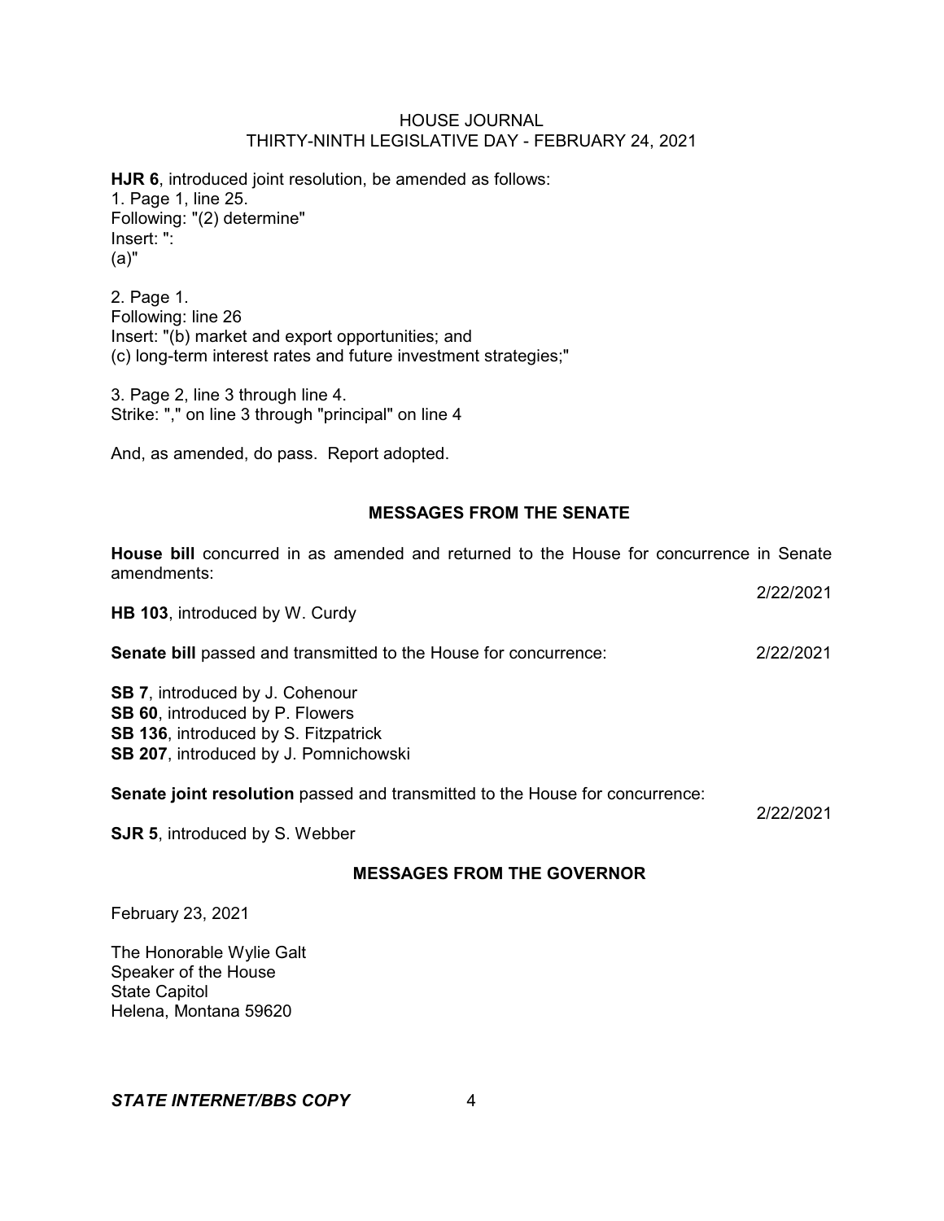**HJR 6**, introduced joint resolution, be amended as follows:
1. Page 1, line 25.
Following: "(2) determine"
Insert: ":
(a)"

2. Page 1.
Following: line 26
Insert: "(b) market and export opportunities; and
(c) long-term interest rates and future investment strategies;"

3. Page 2, line 3 through line 4.
Strike: "," on line 3 through "principal" on line 4

And, as amended, do pass. Report adopted.

## MESSAGES FROM THE SENATE

**House bill** concurred in as amended and returned to the House for concurrence in Senate amendments: 2/22/2021

**HB 103**, introduced by W. Curdy

**Senate bill** passed and transmitted to the House for concurrence: 2/22/2021

**SB 7**, introduced by J. Cohenour
**SB 60**, introduced by P. Flowers
**SB 136**, introduced by S. Fitzpatrick
**SB 207**, introduced by J. Pomnichowski

**Senate joint resolution** passed and transmitted to the House for concurrence: 2/22/2021

**SJR 5**, introduced by S. Webber

## MESSAGES FROM THE GOVERNOR

February 23, 2021

The Honorable Wylie Galt
Speaker of the House
State Capitol
Helena, Montana 59620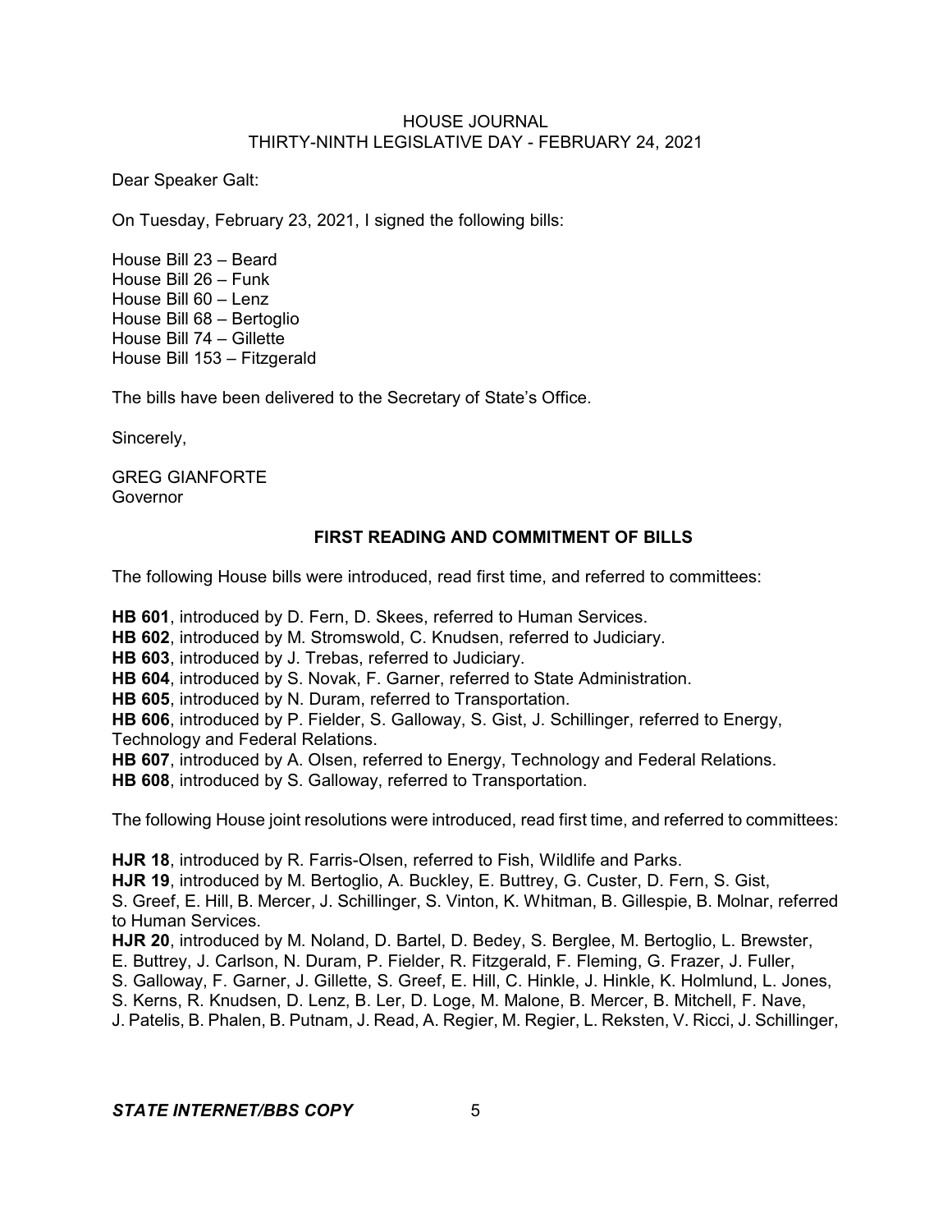Dear Speaker Galt:

On Tuesday, February 23, 2021, I signed the following bills:

House Bill 23 – Beard
House Bill 26 – Funk
House Bill 60 – Lenz
House Bill 68 – Bertoglio
House Bill 74 – Gillette
House Bill 153 – Fitzgerald

The bills have been delivered to the Secretary of State's Office.

Sincerely,

GREG GIANFORTE
Governor

## FIRST READING AND COMMITMENT OF BILLS

The following House bills were introduced, read first time, and referred to committees:

**HB 601**, introduced by D. Fern, D. Skees, referred to Human Services.
**HB 602**, introduced by M. Stromswold, C. Knudsen, referred to Judiciary.
**HB 603**, introduced by J. Trebas, referred to Judiciary.
**HB 604**, introduced by S. Novak, F. Garner, referred to State Administration.
**HB 605**, introduced by N. Duram, referred to Transportation.
**HB 606**, introduced by P. Fielder, S. Galloway, S. Gist, J. Schillinger, referred to Energy, Technology and Federal Relations.
**HB 607**, introduced by A. Olsen, referred to Energy, Technology and Federal Relations.
**HB 608**, introduced by S. Galloway, referred to Transportation.

The following House joint resolutions were introduced, read first time, and referred to committees:

**HJR 18**, introduced by R. Farris-Olsen, referred to Fish, Wildlife and Parks.
**HJR 19**, introduced by M. Bertoglio, A. Buckley, E. Buttrey, G. Custer, D. Fern, S. Gist, S. Greef, E. Hill, B. Mercer, J. Schillinger, S. Vinton, K. Whitman, B. Gillespie, B. Molnar, referred to Human Services.
**HJR 20**, introduced by M. Noland, D. Bartel, D. Bedey, S. Berglee, M. Bertoglio, L. Brewster, E. Buttrey, J. Carlson, N. Duram, P. Fielder, R. Fitzgerald, F. Fleming, G. Frazer, J. Fuller, S. Galloway, F. Garner, J. Gillette, S. Greef, E. Hill, C. Hinkle, J. Hinkle, K. Holmlund, L. Jones, S. Kerns, R. Knudsen, D. Lenz, B. Ler, D. Loge, M. Malone, B. Mercer, B. Mitchell, F. Nave, J. Patelis, B. Phalen, B. Putnam, J. Read, A. Regier, M. Regier, L. Reksten, V. Ricci, J. Schillinger,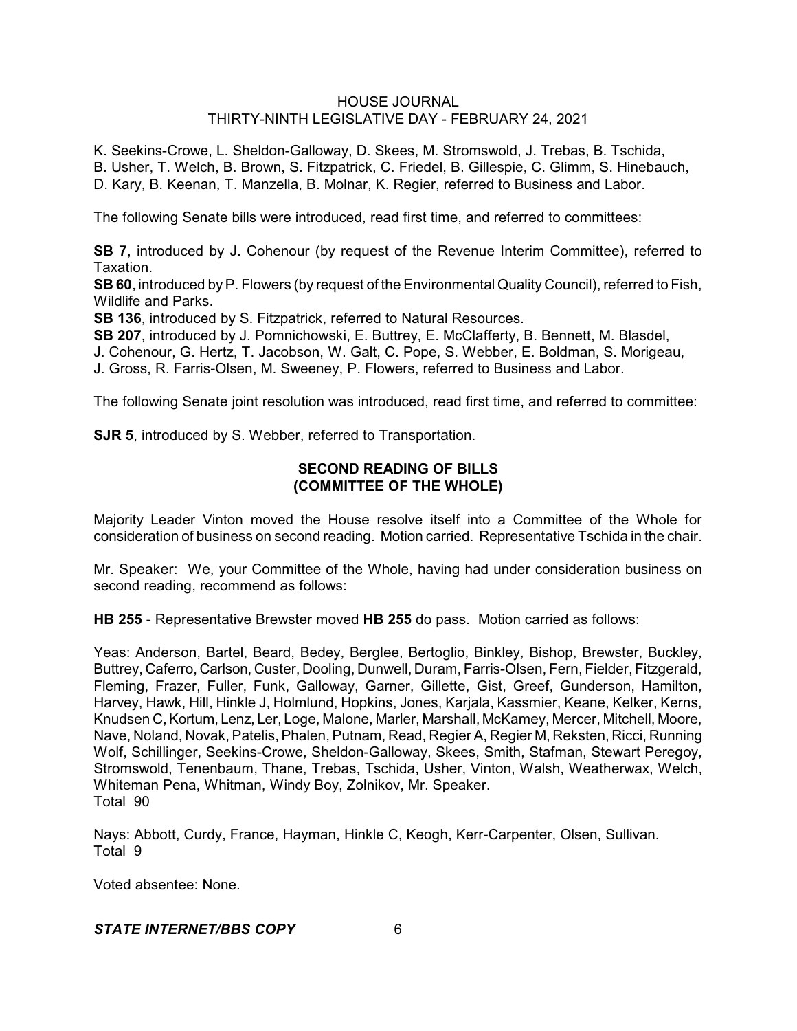K. Seekins-Crowe, L. Sheldon-Galloway, D. Skees, M. Stromswold, J. Trebas, B. Tschida, B. Usher, T. Welch, B. Brown, S. Fitzpatrick, C. Friedel, B. Gillespie, C. Glimm, S. Hinebauch, D. Kary, B. Keenan, T. Manzella, B. Molnar, K. Regier, referred to Business and Labor.

The following Senate bills were introduced, read first time, and referred to committees:

**SB 7**, introduced by J. Cohenour (by request of the Revenue Interim Committee), referred to Taxation.
**SB 60**, introduced by P. Flowers (by request of the Environmental Quality Council), referred to Fish, Wildlife and Parks.
**SB 136**, introduced by S. Fitzpatrick, referred to Natural Resources.
**SB 207**, introduced by J. Pomnichowski, E. Buttrey, E. McClafferty, B. Bennett, M. Blasdel, J. Cohenour, G. Hertz, T. Jacobson, W. Galt, C. Pope, S. Webber, E. Boldman, S. Morigeau, J. Gross, R. Farris-Olsen, M. Sweeney, P. Flowers, referred to Business and Labor.

The following Senate joint resolution was introduced, read first time, and referred to committee:

**SJR 5**, introduced by S. Webber, referred to Transportation.

## SECOND READING OF BILLS (COMMITTEE OF THE WHOLE)

Majority Leader Vinton moved the House resolve itself into a Committee of the Whole for consideration of business on second reading. Motion carried. Representative Tschida in the chair.

Mr. Speaker: We, your Committee of the Whole, having had under consideration business on second reading, recommend as follows:

**HB 255** - Representative Brewster moved **HB 255** do pass. Motion carried as follows:

Yeas: Anderson, Bartel, Beard, Bedey, Berglee, Bertoglio, Binkley, Bishop, Brewster, Buckley, Buttrey, Caferro, Carlson, Custer, Dooling, Dunwell, Duram, Farris-Olsen, Fern, Fielder, Fitzgerald, Fleming, Frazer, Fuller, Funk, Galloway, Garner, Gillette, Gist, Greef, Gunderson, Hamilton, Harvey, Hawk, Hill, Hinkle J, Holmlund, Hopkins, Jones, Karjala, Kassmier, Keane, Kelker, Kerns, Knudsen C, Kortum, Lenz, Ler, Loge, Malone, Marler, Marshall, McKamey, Mercer, Mitchell, Moore, Nave, Noland, Novak, Patelis, Phalen, Putnam, Read, Regier A, Regier M, Reksten, Ricci, Running Wolf, Schillinger, Seekins-Crowe, Sheldon-Galloway, Skees, Smith, Stafman, Stewart Peregoy, Stromswold, Tenenbaum, Thane, Trebas, Tschida, Usher, Vinton, Walsh, Weatherwax, Welch, Whiteman Pena, Whitman, Windy Boy, Zolnikov, Mr. Speaker.
Total 90

Nays: Abbott, Curdy, France, Hayman, Hinkle C, Keogh, Kerr-Carpenter, Olsen, Sullivan.
Total 9

Voted absentee: None.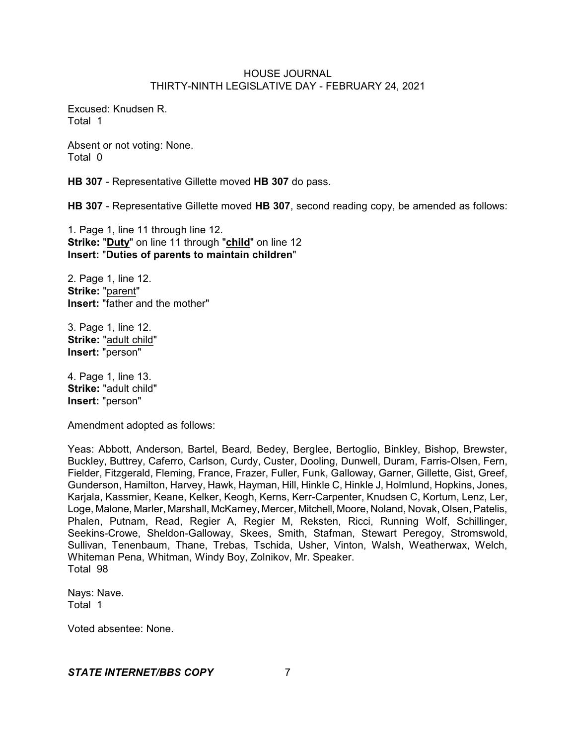Excused: Knudsen R.
Total 1

Absent or not voting: None.
Total 0

**HB 307** - Representative Gillette moved **HB 307** do pass.

**HB 307** - Representative Gillette moved **HB 307**, second reading copy, be amended as follows:

1. Page 1, line 11 through line 12.
**Strike:** "**Duty**" on line 11 through "**child**" on line 12
**Insert:** "**Duties of parents to maintain children**"

2. Page 1, line 12.
**Strike:** "parent"
**Insert:** "father and the mother"

3. Page 1, line 12.
**Strike:** "adult child"
**Insert:** "person"

4. Page 1, line 13.
**Strike:** "adult child"
**Insert:** "person"

Amendment adopted as follows:

Yeas: Abbott, Anderson, Bartel, Beard, Bedey, Berglee, Bertoglio, Binkley, Bishop, Brewster, Buckley, Buttrey, Caferro, Carlson, Curdy, Custer, Dooling, Dunwell, Duram, Farris-Olsen, Fern, Fielder, Fitzgerald, Fleming, France, Frazer, Fuller, Funk, Galloway, Garner, Gillette, Gist, Greef, Gunderson, Hamilton, Harvey, Hawk, Hayman, Hill, Hinkle C, Hinkle J, Holmlund, Hopkins, Jones, Karjala, Kassmier, Keane, Kelker, Keogh, Kerns, Kerr-Carpenter, Knudsen C, Kortum, Lenz, Ler, Loge, Malone, Marler, Marshall, McKamey, Mercer, Mitchell, Moore, Noland, Novak, Olsen, Patelis, Phalen, Putnam, Read, Regier A, Regier M, Reksten, Ricci, Running Wolf, Schillinger, Seekins-Crowe, Sheldon-Galloway, Skees, Smith, Stafman, Stewart Peregoy, Stromswold, Sullivan, Tenenbaum, Thane, Trebas, Tschida, Usher, Vinton, Walsh, Weatherwax, Welch, Whiteman Pena, Whitman, Windy Boy, Zolnikov, Mr. Speaker.
Total 98

Nays: Nave.
Total 1

Voted absentee: None.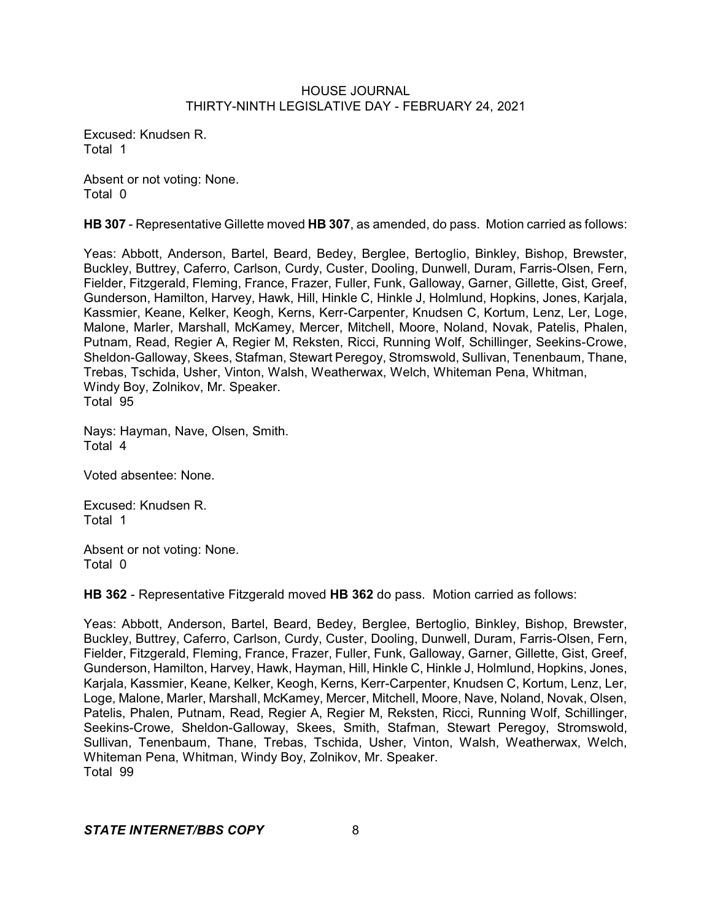Excused: Knudsen R.
Total 1

Absent or not voting: None.
Total 0

**HB 307** - Representative Gillette moved **HB 307**, as amended, do pass. Motion carried as follows:

Yeas: Abbott, Anderson, Bartel, Beard, Bedey, Berglee, Bertoglio, Binkley, Bishop, Brewster, Buckley, Buttrey, Caferro, Carlson, Curdy, Custer, Dooling, Dunwell, Duram, Farris-Olsen, Fern, Fielder, Fitzgerald, Fleming, France, Frazer, Fuller, Funk, Galloway, Garner, Gillette, Gist, Greef, Gunderson, Hamilton, Harvey, Hawk, Hill, Hinkle C, Hinkle J, Holmlund, Hopkins, Jones, Karjala, Kassmier, Keane, Kelker, Keogh, Kerns, Kerr-Carpenter, Knudsen C, Kortum, Lenz, Ler, Loge, Malone, Marler, Marshall, McKamey, Mercer, Mitchell, Moore, Noland, Novak, Patelis, Phalen, Putnam, Read, Regier A, Regier M, Reksten, Ricci, Running Wolf, Schillinger, Seekins-Crowe, Sheldon-Galloway, Skees, Stafman, Stewart Peregoy, Stromswold, Sullivan, Tenenbaum, Thane, Trebas, Tschida, Usher, Vinton, Walsh, Weatherwax, Welch, Whiteman Pena, Whitman, Windy Boy, Zolnikov, Mr. Speaker.
Total 95

Nays: Hayman, Nave, Olsen, Smith.
Total 4

Voted absentee: None.

Excused: Knudsen R.
Total 1

Absent or not voting: None.
Total 0

**HB 362** - Representative Fitzgerald moved **HB 362** do pass. Motion carried as follows:

Yeas: Abbott, Anderson, Bartel, Beard, Bedey, Berglee, Bertoglio, Binkley, Bishop, Brewster, Buckley, Buttrey, Caferro, Carlson, Curdy, Custer, Dooling, Dunwell, Duram, Farris-Olsen, Fern, Fielder, Fitzgerald, Fleming, France, Frazer, Fuller, Funk, Galloway, Garner, Gillette, Gist, Greef, Gunderson, Hamilton, Harvey, Hawk, Hayman, Hill, Hinkle C, Hinkle J, Holmlund, Hopkins, Jones, Karjala, Kassmier, Keane, Kelker, Keogh, Kerns, Kerr-Carpenter, Knudsen C, Kortum, Lenz, Ler, Loge, Malone, Marler, Marshall, McKamey, Mercer, Mitchell, Moore, Nave, Noland, Novak, Olsen, Patelis, Phalen, Putnam, Read, Regier A, Regier M, Reksten, Ricci, Running Wolf, Schillinger, Seekins-Crowe, Sheldon-Galloway, Skees, Smith, Stafman, Stewart Peregoy, Stromswold, Sullivan, Tenenbaum, Thane, Trebas, Tschida, Usher, Vinton, Walsh, Weatherwax, Welch, Whiteman Pena, Whitman, Windy Boy, Zolnikov, Mr. Speaker.
Total 99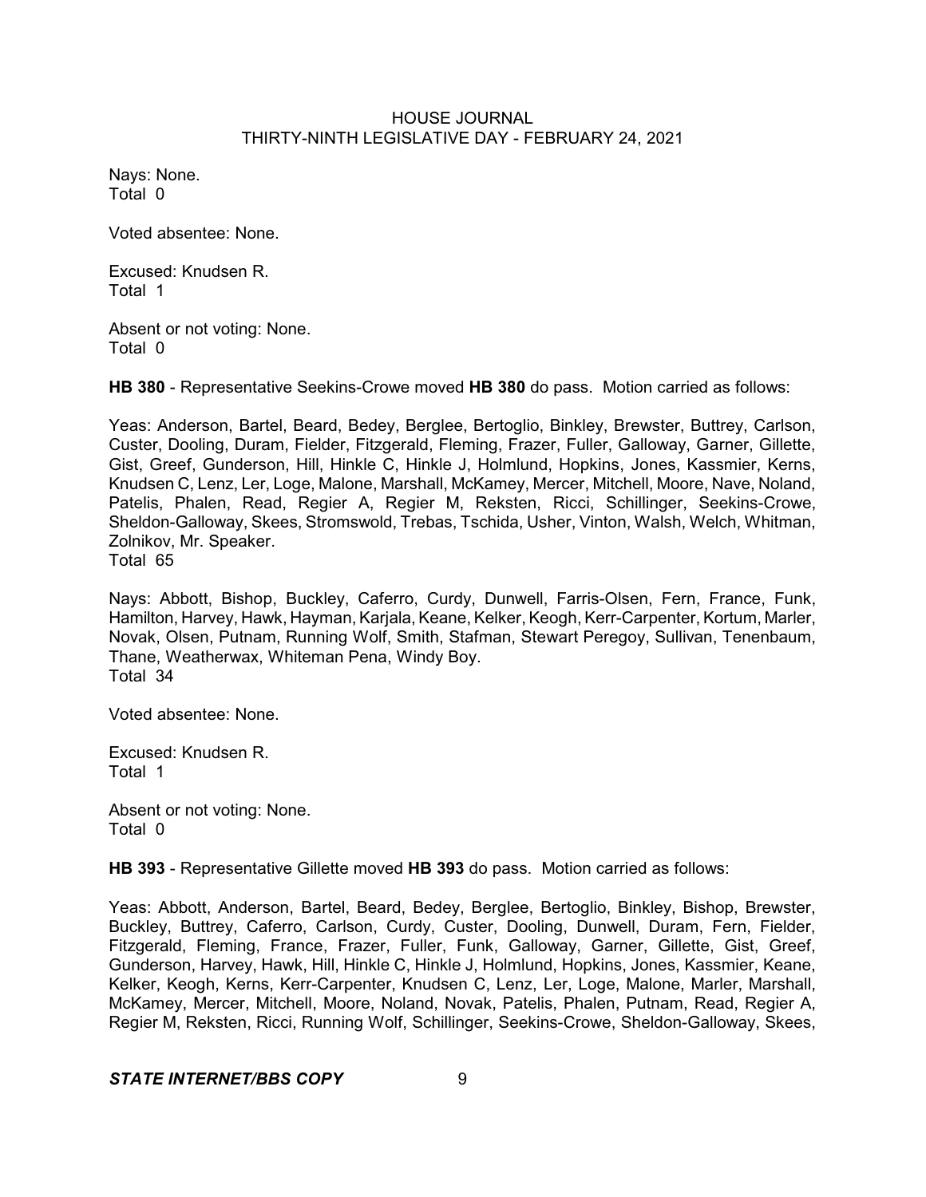Nays: None.
Total 0

Voted absentee: None.

Excused: Knudsen R.
Total 1

Absent or not voting: None.
Total 0

**HB 380** - Representative Seekins-Crowe moved **HB 380** do pass. Motion carried as follows:

Yeas: Anderson, Bartel, Beard, Bedey, Berglee, Bertoglio, Binkley, Brewster, Buttrey, Carlson, Custer, Dooling, Duram, Fielder, Fitzgerald, Fleming, Frazer, Fuller, Galloway, Garner, Gillette, Gist, Greef, Gunderson, Hill, Hinkle C, Hinkle J, Holmlund, Hopkins, Jones, Kassmier, Kerns, Knudsen C, Lenz, Ler, Loge, Malone, Marshall, McKamey, Mercer, Mitchell, Moore, Nave, Noland, Patelis, Phalen, Read, Regier A, Regier M, Reksten, Ricci, Schillinger, Seekins-Crowe, Sheldon-Galloway, Skees, Stromswold, Trebas, Tschida, Usher, Vinton, Walsh, Welch, Whitman, Zolnikov, Mr. Speaker.
Total 65

Nays: Abbott, Bishop, Buckley, Caferro, Curdy, Dunwell, Farris-Olsen, Fern, France, Funk, Hamilton, Harvey, Hawk, Hayman, Karjala, Keane, Kelker, Keogh, Kerr-Carpenter, Kortum, Marler, Novak, Olsen, Putnam, Running Wolf, Smith, Stafman, Stewart Peregoy, Sullivan, Tenenbaum, Thane, Weatherwax, Whiteman Pena, Windy Boy.
Total 34

Voted absentee: None.

Excused: Knudsen R.
Total 1

Absent or not voting: None.
Total 0

**HB 393** - Representative Gillette moved **HB 393** do pass. Motion carried as follows:

Yeas: Abbott, Anderson, Bartel, Beard, Bedey, Berglee, Bertoglio, Binkley, Bishop, Brewster, Buckley, Buttrey, Caferro, Carlson, Curdy, Custer, Dooling, Dunwell, Duram, Fern, Fielder, Fitzgerald, Fleming, France, Frazer, Fuller, Funk, Galloway, Garner, Gillette, Gist, Greef, Gunderson, Harvey, Hawk, Hill, Hinkle C, Hinkle J, Holmlund, Hopkins, Jones, Kassmier, Keane, Kelker, Keogh, Kerns, Kerr-Carpenter, Knudsen C, Lenz, Ler, Loge, Malone, Marler, Marshall, McKamey, Mercer, Mitchell, Moore, Noland, Novak, Patelis, Phalen, Putnam, Read, Regier A, Regier M, Reksten, Ricci, Running Wolf, Schillinger, Seekins-Crowe, Sheldon-Galloway, Skees,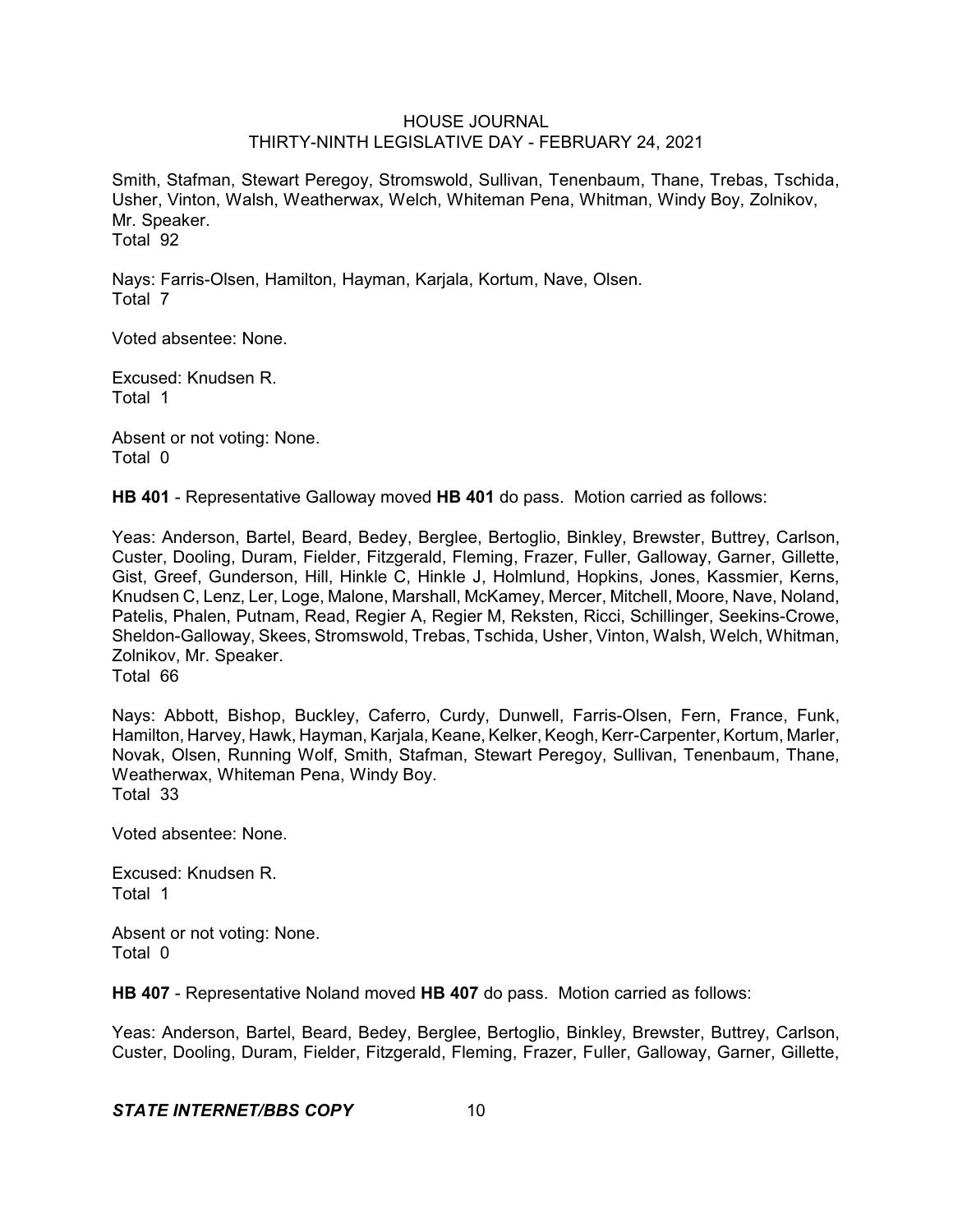Smith, Stafman, Stewart Peregoy, Stromswold, Sullivan, Tenenbaum, Thane, Trebas, Tschida, Usher, Vinton, Walsh, Weatherwax, Welch, Whiteman Pena, Whitman, Windy Boy, Zolnikov, Mr. Speaker.
Total 92

Nays: Farris-Olsen, Hamilton, Hayman, Karjala, Kortum, Nave, Olsen.
Total 7

Voted absentee: None.

Excused: Knudsen R.
Total 1

Absent or not voting: None.
Total 0

**HB 401** - Representative Galloway moved **HB 401** do pass. Motion carried as follows:

Yeas: Anderson, Bartel, Beard, Bedey, Berglee, Bertoglio, Binkley, Brewster, Buttrey, Carlson, Custer, Dooling, Duram, Fielder, Fitzgerald, Fleming, Frazer, Fuller, Galloway, Garner, Gillette, Gist, Greef, Gunderson, Hill, Hinkle C, Hinkle J, Holmlund, Hopkins, Jones, Kassmier, Kerns, Knudsen C, Lenz, Ler, Loge, Malone, Marshall, McKamey, Mercer, Mitchell, Moore, Nave, Noland, Patelis, Phalen, Putnam, Read, Regier A, Regier M, Reksten, Ricci, Schillinger, Seekins-Crowe, Sheldon-Galloway, Skees, Stromswold, Trebas, Tschida, Usher, Vinton, Walsh, Welch, Whitman, Zolnikov, Mr. Speaker.
Total 66

Nays: Abbott, Bishop, Buckley, Caferro, Curdy, Dunwell, Farris-Olsen, Fern, France, Funk, Hamilton, Harvey, Hawk, Hayman, Karjala, Keane, Kelker, Keogh, Kerr-Carpenter, Kortum, Marler, Novak, Olsen, Running Wolf, Smith, Stafman, Stewart Peregoy, Sullivan, Tenenbaum, Thane, Weatherwax, Whiteman Pena, Windy Boy.
Total 33

Voted absentee: None.

Excused: Knudsen R.
Total 1

Absent or not voting: None.
Total 0

**HB 407** - Representative Noland moved **HB 407** do pass. Motion carried as follows:

Yeas: Anderson, Bartel, Beard, Bedey, Berglee, Bertoglio, Binkley, Brewster, Buttrey, Carlson, Custer, Dooling, Duram, Fielder, Fitzgerald, Fleming, Frazer, Fuller, Galloway, Garner, Gillette,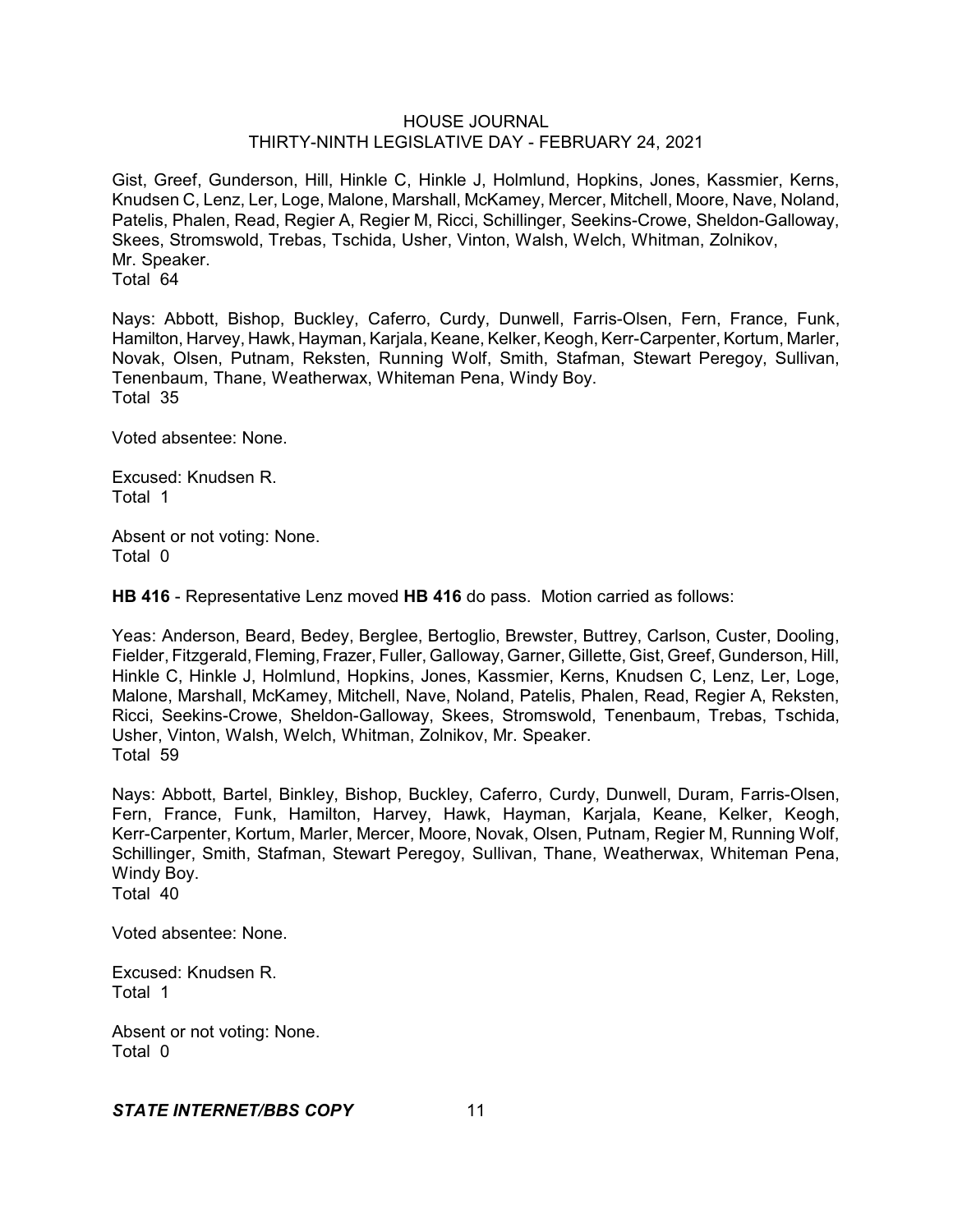Gist, Greef, Gunderson, Hill, Hinkle C, Hinkle J, Holmlund, Hopkins, Jones, Kassmier, Kerns, Knudsen C, Lenz, Ler, Loge, Malone, Marshall, McKamey, Mercer, Mitchell, Moore, Nave, Noland, Patelis, Phalen, Read, Regier A, Regier M, Ricci, Schillinger, Seekins-Crowe, Sheldon-Galloway, Skees, Stromswold, Trebas, Tschida, Usher, Vinton, Walsh, Welch, Whitman, Zolnikov, Mr. Speaker.
Total 64

Nays: Abbott, Bishop, Buckley, Caferro, Curdy, Dunwell, Farris-Olsen, Fern, France, Funk, Hamilton, Harvey, Hawk, Hayman, Karjala, Keane, Kelker, Keogh, Kerr-Carpenter, Kortum, Marler, Novak, Olsen, Putnam, Reksten, Running Wolf, Smith, Stafman, Stewart Peregoy, Sullivan, Tenenbaum, Thane, Weatherwax, Whiteman Pena, Windy Boy.
Total 35

Voted absentee: None.

Excused: Knudsen R.
Total 1

Absent or not voting: None.
Total 0

**HB 416** - Representative Lenz moved **HB 416** do pass. Motion carried as follows:

Yeas: Anderson, Beard, Bedey, Berglee, Bertoglio, Brewster, Buttrey, Carlson, Custer, Dooling, Fielder, Fitzgerald, Fleming, Frazer, Fuller, Galloway, Garner, Gillette, Gist, Greef, Gunderson, Hill, Hinkle C, Hinkle J, Holmlund, Hopkins, Jones, Kassmier, Kerns, Knudsen C, Lenz, Ler, Loge, Malone, Marshall, McKamey, Mitchell, Nave, Noland, Patelis, Phalen, Read, Regier A, Reksten, Ricci, Seekins-Crowe, Sheldon-Galloway, Skees, Stromswold, Tenenbaum, Trebas, Tschida, Usher, Vinton, Walsh, Welch, Whitman, Zolnikov, Mr. Speaker.
Total 59

Nays: Abbott, Bartel, Binkley, Bishop, Buckley, Caferro, Curdy, Dunwell, Duram, Farris-Olsen, Fern, France, Funk, Hamilton, Harvey, Hawk, Hayman, Karjala, Keane, Kelker, Keogh, Kerr-Carpenter, Kortum, Marler, Mercer, Moore, Novak, Olsen, Putnam, Regier M, Running Wolf, Schillinger, Smith, Stafman, Stewart Peregoy, Sullivan, Thane, Weatherwax, Whiteman Pena, Windy Boy.
Total 40

Voted absentee: None.

Excused: Knudsen R.
Total 1

Absent or not voting: None.
Total 0

***STATE INTERNET/BBS COPY***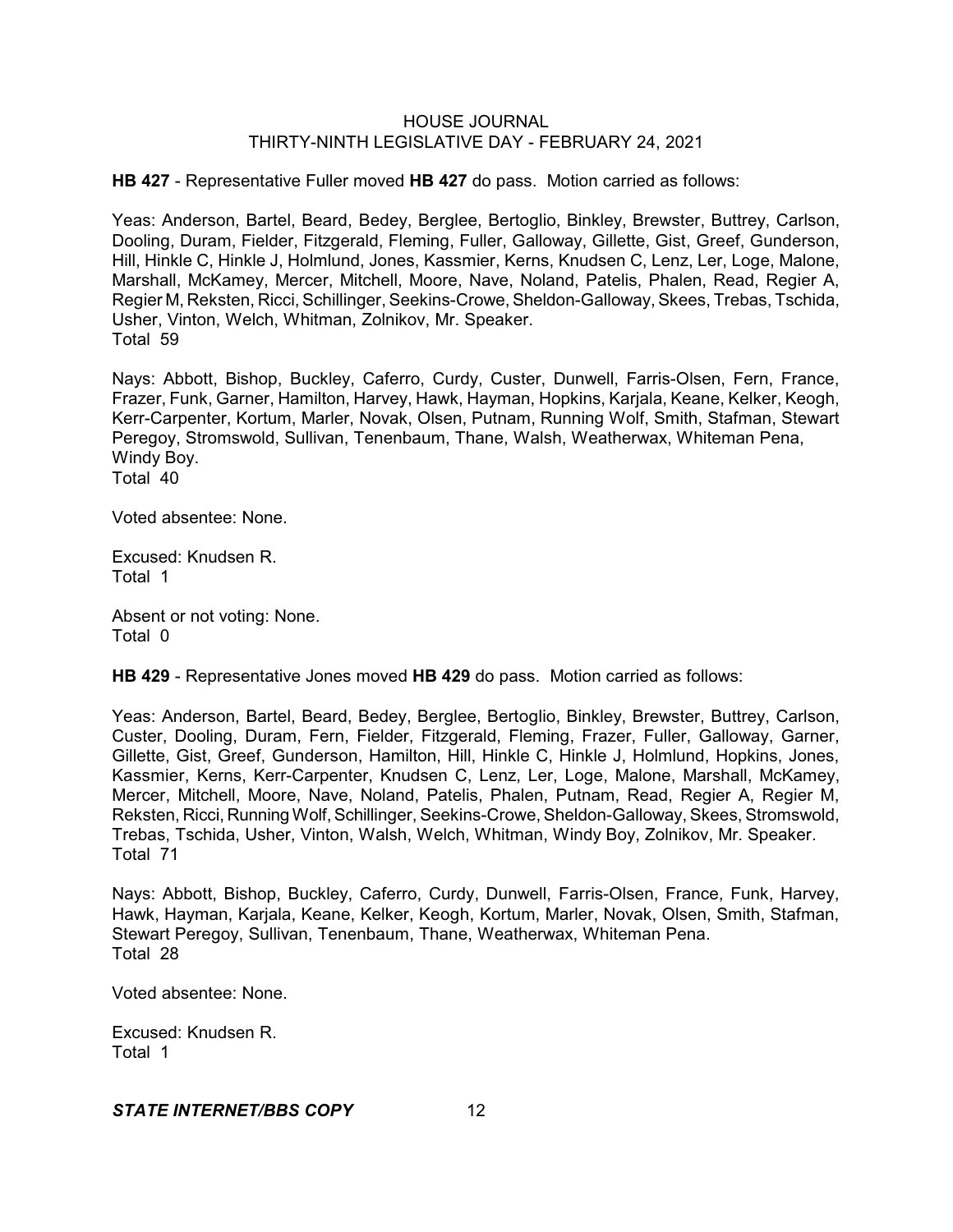**HB 427** - Representative Fuller moved **HB 427** do pass. Motion carried as follows:

Yeas: Anderson, Bartel, Beard, Bedey, Berglee, Bertoglio, Binkley, Brewster, Buttrey, Carlson, Dooling, Duram, Fielder, Fitzgerald, Fleming, Fuller, Galloway, Gillette, Gist, Greef, Gunderson, Hill, Hinkle C, Hinkle J, Holmlund, Jones, Kassmier, Kerns, Knudsen C, Lenz, Ler, Loge, Malone, Marshall, McKamey, Mercer, Mitchell, Moore, Nave, Noland, Patelis, Phalen, Read, Regier A, Regier M, Reksten, Ricci, Schillinger, Seekins-Crowe, Sheldon-Galloway, Skees, Trebas, Tschida, Usher, Vinton, Welch, Whitman, Zolnikov, Mr. Speaker.
Total 59

Nays: Abbott, Bishop, Buckley, Caferro, Curdy, Custer, Dunwell, Farris-Olsen, Fern, France, Frazer, Funk, Garner, Hamilton, Harvey, Hawk, Hayman, Hopkins, Karjala, Keane, Kelker, Keogh, Kerr-Carpenter, Kortum, Marler, Novak, Olsen, Putnam, Running Wolf, Smith, Stafman, Stewart Peregoy, Stromswold, Sullivan, Tenenbaum, Thane, Walsh, Weatherwax, Whiteman Pena, Windy Boy.
Total 40

Voted absentee: None.

Excused: Knudsen R.
Total 1

Absent or not voting: None.
Total 0

**HB 429** - Representative Jones moved **HB 429** do pass. Motion carried as follows:

Yeas: Anderson, Bartel, Beard, Bedey, Berglee, Bertoglio, Binkley, Brewster, Buttrey, Carlson, Custer, Dooling, Duram, Fern, Fielder, Fitzgerald, Fleming, Frazer, Fuller, Galloway, Garner, Gillette, Gist, Greef, Gunderson, Hamilton, Hill, Hinkle C, Hinkle J, Holmlund, Hopkins, Jones, Kassmier, Kerns, Kerr-Carpenter, Knudsen C, Lenz, Ler, Loge, Malone, Marshall, McKamey, Mercer, Mitchell, Moore, Nave, Noland, Patelis, Phalen, Putnam, Read, Regier A, Regier M, Reksten, Ricci, Running Wolf, Schillinger, Seekins-Crowe, Sheldon-Galloway, Skees, Stromswold, Trebas, Tschida, Usher, Vinton, Walsh, Welch, Whitman, Windy Boy, Zolnikov, Mr. Speaker.
Total 71

Nays: Abbott, Bishop, Buckley, Caferro, Curdy, Dunwell, Farris-Olsen, France, Funk, Harvey, Hawk, Hayman, Karjala, Keane, Kelker, Keogh, Kortum, Marler, Novak, Olsen, Smith, Stafman, Stewart Peregoy, Sullivan, Tenenbaum, Thane, Weatherwax, Whiteman Pena.
Total 28

Voted absentee: None.

Excused: Knudsen R.
Total 1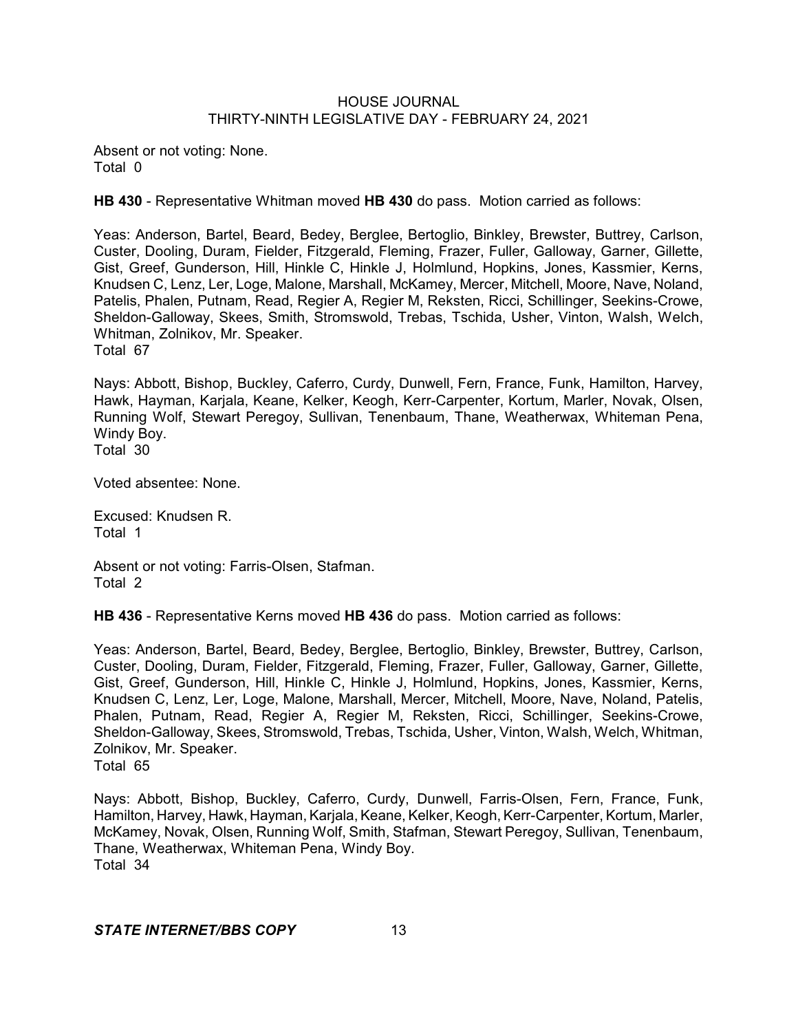Absent or not voting: None.
Total 0

**HB 430** - Representative Whitman moved **HB 430** do pass. Motion carried as follows:

Yeas: Anderson, Bartel, Beard, Bedey, Berglee, Bertoglio, Binkley, Brewster, Buttrey, Carlson, Custer, Dooling, Duram, Fielder, Fitzgerald, Fleming, Frazer, Fuller, Galloway, Garner, Gillette, Gist, Greef, Gunderson, Hill, Hinkle C, Hinkle J, Holmlund, Hopkins, Jones, Kassmier, Kerns, Knudsen C, Lenz, Ler, Loge, Malone, Marshall, McKamey, Mercer, Mitchell, Moore, Nave, Noland, Patelis, Phalen, Putnam, Read, Regier A, Regier M, Reksten, Ricci, Schillinger, Seekins-Crowe, Sheldon-Galloway, Skees, Smith, Stromswold, Trebas, Tschida, Usher, Vinton, Walsh, Welch, Whitman, Zolnikov, Mr. Speaker.
Total 67

Nays: Abbott, Bishop, Buckley, Caferro, Curdy, Dunwell, Fern, France, Funk, Hamilton, Harvey, Hawk, Hayman, Karjala, Keane, Kelker, Keogh, Kerr-Carpenter, Kortum, Marler, Novak, Olsen, Running Wolf, Stewart Peregoy, Sullivan, Tenenbaum, Thane, Weatherwax, Whiteman Pena, Windy Boy.
Total 30

Voted absentee: None.

Excused: Knudsen R.
Total 1

Absent or not voting: Farris-Olsen, Stafman.
Total 2

**HB 436** - Representative Kerns moved **HB 436** do pass. Motion carried as follows:

Yeas: Anderson, Bartel, Beard, Bedey, Berglee, Bertoglio, Binkley, Brewster, Buttrey, Carlson, Custer, Dooling, Duram, Fielder, Fitzgerald, Fleming, Frazer, Fuller, Galloway, Garner, Gillette, Gist, Greef, Gunderson, Hill, Hinkle C, Hinkle J, Holmlund, Hopkins, Jones, Kassmier, Kerns, Knudsen C, Lenz, Ler, Loge, Malone, Marshall, Mercer, Mitchell, Moore, Nave, Noland, Patelis, Phalen, Putnam, Read, Regier A, Regier M, Reksten, Ricci, Schillinger, Seekins-Crowe, Sheldon-Galloway, Skees, Stromswold, Trebas, Tschida, Usher, Vinton, Walsh, Welch, Whitman, Zolnikov, Mr. Speaker.
Total 65

Nays: Abbott, Bishop, Buckley, Caferro, Curdy, Dunwell, Farris-Olsen, Fern, France, Funk, Hamilton, Harvey, Hawk, Hayman, Karjala, Keane, Kelker, Keogh, Kerr-Carpenter, Kortum, Marler, McKamey, Novak, Olsen, Running Wolf, Smith, Stafman, Stewart Peregoy, Sullivan, Tenenbaum, Thane, Weatherwax, Whiteman Pena, Windy Boy.
Total 34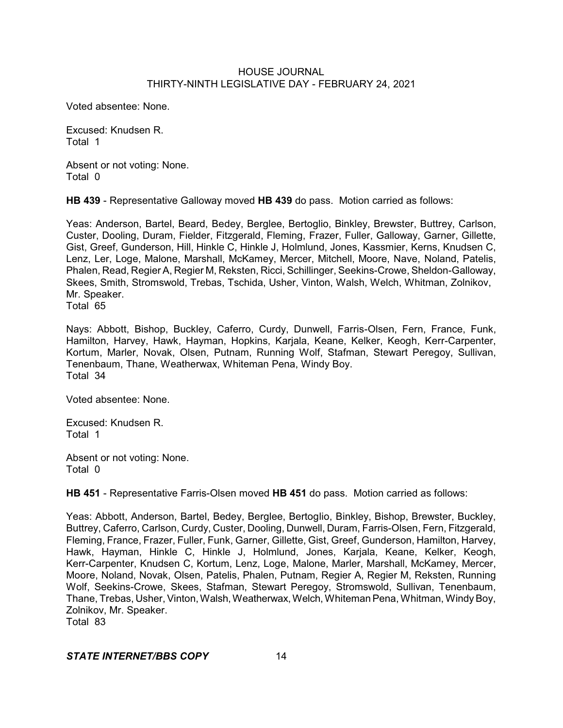Voted absentee: None.

Excused: Knudsen R.
Total 1

Absent or not voting: None.
Total 0

**HB 439** - Representative Galloway moved **HB 439** do pass. Motion carried as follows:

Yeas: Anderson, Bartel, Beard, Bedey, Berglee, Bertoglio, Binkley, Brewster, Buttrey, Carlson, Custer, Dooling, Duram, Fielder, Fitzgerald, Fleming, Frazer, Fuller, Galloway, Garner, Gillette, Gist, Greef, Gunderson, Hill, Hinkle C, Hinkle J, Holmlund, Jones, Kassmier, Kerns, Knudsen C, Lenz, Ler, Loge, Malone, Marshall, McKamey, Mercer, Mitchell, Moore, Nave, Noland, Patelis, Phalen, Read, Regier A, Regier M, Reksten, Ricci, Schillinger, Seekins-Crowe, Sheldon-Galloway, Skees, Smith, Stromswold, Trebas, Tschida, Usher, Vinton, Walsh, Welch, Whitman, Zolnikov, Mr. Speaker.
Total 65

Nays: Abbott, Bishop, Buckley, Caferro, Curdy, Dunwell, Farris-Olsen, Fern, France, Funk, Hamilton, Harvey, Hawk, Hayman, Hopkins, Karjala, Keane, Kelker, Keogh, Kerr-Carpenter, Kortum, Marler, Novak, Olsen, Putnam, Running Wolf, Stafman, Stewart Peregoy, Sullivan, Tenenbaum, Thane, Weatherwax, Whiteman Pena, Windy Boy.
Total 34

Voted absentee: None.

Excused: Knudsen R.
Total 1

Absent or not voting: None.
Total 0

**HB 451** - Representative Farris-Olsen moved **HB 451** do pass. Motion carried as follows:

Yeas: Abbott, Anderson, Bartel, Bedey, Berglee, Bertoglio, Binkley, Bishop, Brewster, Buckley, Buttrey, Caferro, Carlson, Curdy, Custer, Dooling, Dunwell, Duram, Farris-Olsen, Fern, Fitzgerald, Fleming, France, Frazer, Fuller, Funk, Garner, Gillette, Gist, Greef, Gunderson, Hamilton, Harvey, Hawk, Hayman, Hinkle C, Hinkle J, Holmlund, Jones, Karjala, Keane, Kelker, Keogh, Kerr-Carpenter, Knudsen C, Kortum, Lenz, Loge, Malone, Marler, Marshall, McKamey, Mercer, Moore, Noland, Novak, Olsen, Patelis, Phalen, Putnam, Regier A, Regier M, Reksten, Running Wolf, Seekins-Crowe, Skees, Stafman, Stewart Peregoy, Stromswold, Sullivan, Tenenbaum, Thane, Trebas, Usher, Vinton, Walsh, Weatherwax, Welch, Whiteman Pena, Whitman, Windy Boy, Zolnikov, Mr. Speaker.
Total 83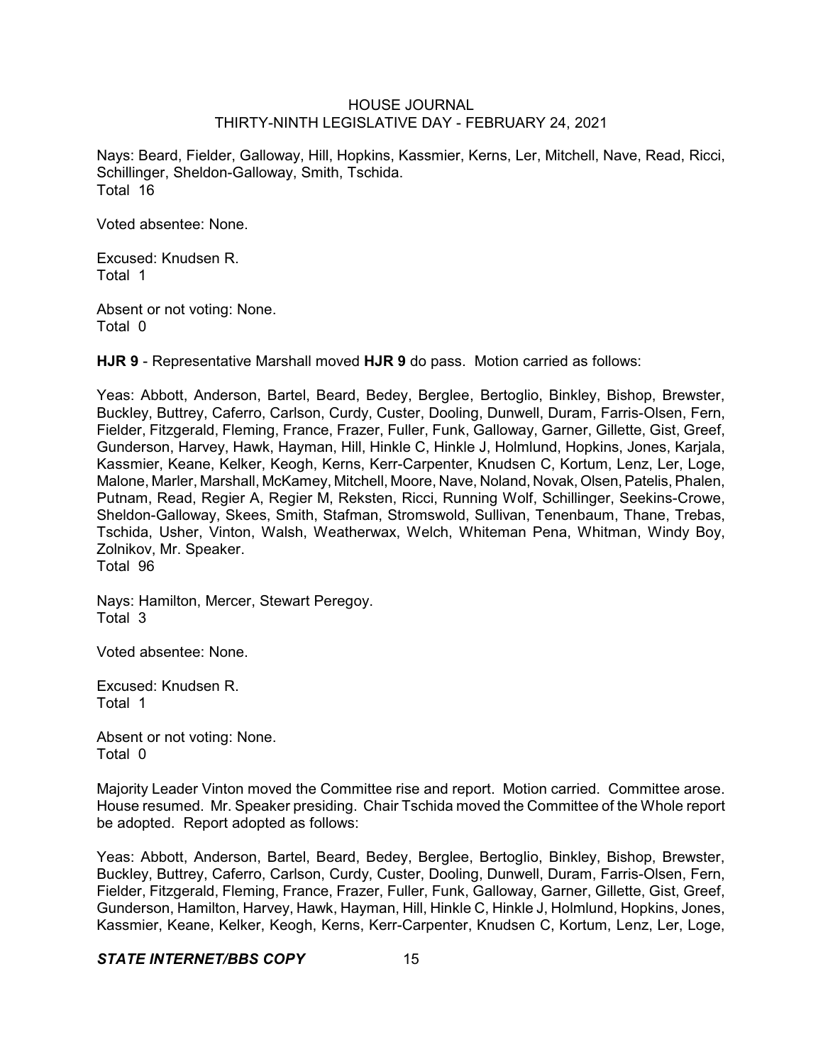Nays: Beard, Fielder, Galloway, Hill, Hopkins, Kassmier, Kerns, Ler, Mitchell, Nave, Read, Ricci, Schillinger, Sheldon-Galloway, Smith, Tschida.
Total 16

Voted absentee: None.

Excused: Knudsen R.
Total 1

Absent or not voting: None.
Total 0

**HJR 9** - Representative Marshall moved **HJR 9** do pass. Motion carried as follows:

Yeas: Abbott, Anderson, Bartel, Beard, Bedey, Berglee, Bertoglio, Binkley, Bishop, Brewster, Buckley, Buttrey, Caferro, Carlson, Curdy, Custer, Dooling, Dunwell, Duram, Farris-Olsen, Fern, Fielder, Fitzgerald, Fleming, France, Frazer, Fuller, Funk, Galloway, Garner, Gillette, Gist, Greef, Gunderson, Harvey, Hawk, Hayman, Hill, Hinkle C, Hinkle J, Holmlund, Hopkins, Jones, Karjala, Kassmier, Keane, Kelker, Keogh, Kerns, Kerr-Carpenter, Knudsen C, Kortum, Lenz, Ler, Loge, Malone, Marler, Marshall, McKamey, Mitchell, Moore, Nave, Noland, Novak, Olsen, Patelis, Phalen, Putnam, Read, Regier A, Regier M, Reksten, Ricci, Running Wolf, Schillinger, Seekins-Crowe, Sheldon-Galloway, Skees, Smith, Stafman, Stromswold, Sullivan, Tenenbaum, Thane, Trebas, Tschida, Usher, Vinton, Walsh, Weatherwax, Welch, Whiteman Pena, Whitman, Windy Boy, Zolnikov, Mr. Speaker.
Total 96

Nays: Hamilton, Mercer, Stewart Peregoy.
Total 3

Voted absentee: None.

Excused: Knudsen R.
Total 1

Absent or not voting: None.
Total 0

Majority Leader Vinton moved the Committee rise and report. Motion carried. Committee arose. House resumed. Mr. Speaker presiding. Chair Tschida moved the Committee of the Whole report be adopted. Report adopted as follows:

Yeas: Abbott, Anderson, Bartel, Beard, Bedey, Berglee, Bertoglio, Binkley, Bishop, Brewster, Buckley, Buttrey, Caferro, Carlson, Curdy, Custer, Dooling, Dunwell, Duram, Farris-Olsen, Fern, Fielder, Fitzgerald, Fleming, France, Frazer, Fuller, Funk, Galloway, Garner, Gillette, Gist, Greef, Gunderson, Hamilton, Harvey, Hawk, Hayman, Hill, Hinkle C, Hinkle J, Holmlund, Hopkins, Jones, Kassmier, Keane, Kelker, Keogh, Kerns, Kerr-Carpenter, Knudsen C, Kortum, Lenz, Ler, Loge,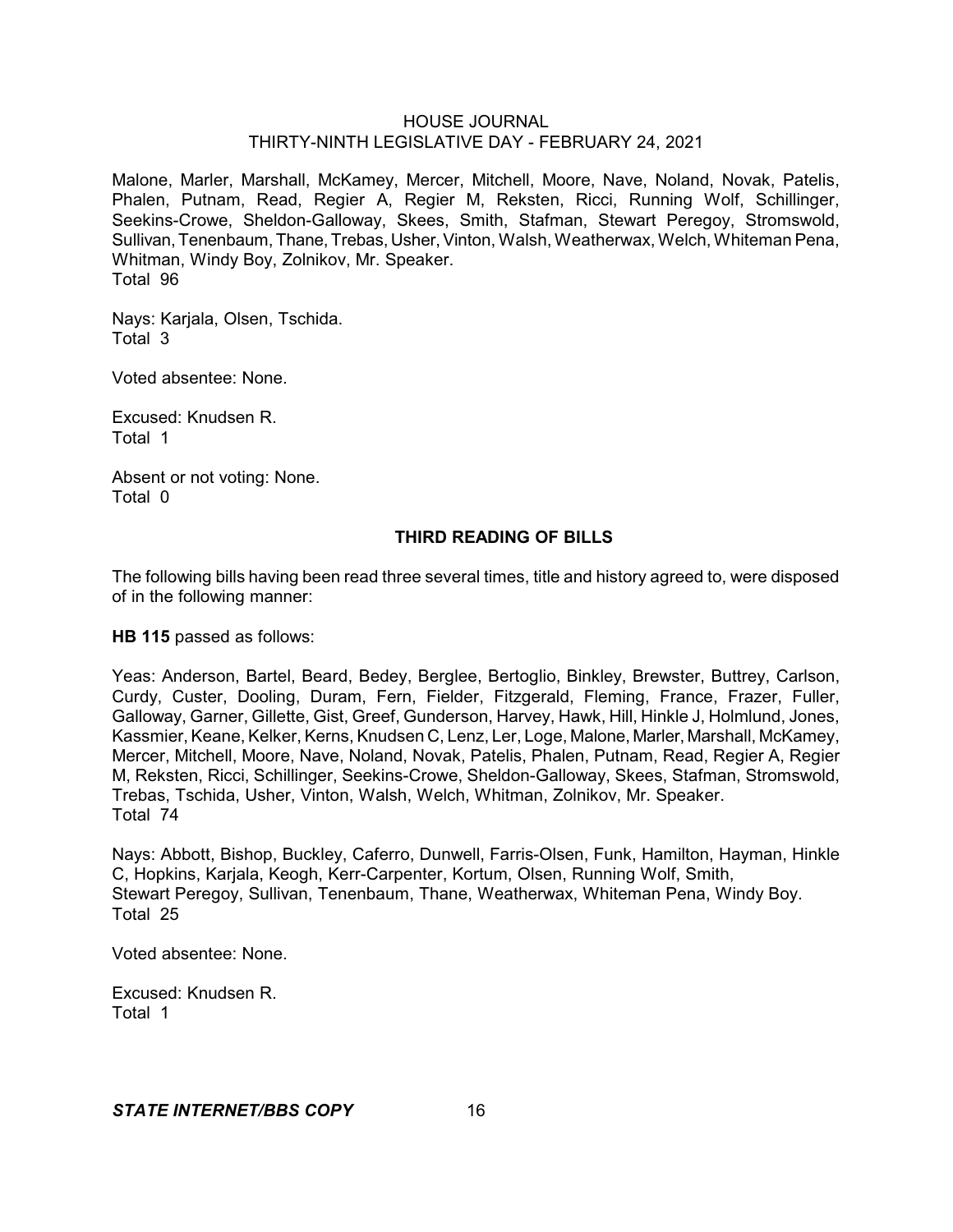Malone, Marler, Marshall, McKamey, Mercer, Mitchell, Moore, Nave, Noland, Novak, Patelis, Phalen, Putnam, Read, Regier A, Regier M, Reksten, Ricci, Running Wolf, Schillinger, Seekins-Crowe, Sheldon-Galloway, Skees, Smith, Stafman, Stewart Peregoy, Stromswold, Sullivan, Tenenbaum, Thane, Trebas, Usher, Vinton, Walsh, Weatherwax, Welch, Whiteman Pena, Whitman, Windy Boy, Zolnikov, Mr. Speaker.
Total 96

Nays: Karjala, Olsen, Tschida.
Total 3

Voted absentee: None.

Excused: Knudsen R.
Total 1

Absent or not voting: None.
Total 0

## THIRD READING OF BILLS

The following bills having been read three several times, title and history agreed to, were disposed of in the following manner:

**HB 115** passed as follows:

Yeas: Anderson, Bartel, Beard, Bedey, Berglee, Bertoglio, Binkley, Brewster, Buttrey, Carlson, Curdy, Custer, Dooling, Duram, Fern, Fielder, Fitzgerald, Fleming, France, Frazer, Fuller, Galloway, Garner, Gillette, Gist, Greef, Gunderson, Harvey, Hawk, Hill, Hinkle J, Holmlund, Jones, Kassmier, Keane, Kelker, Kerns, Knudsen C, Lenz, Ler, Loge, Malone, Marler, Marshall, McKamey, Mercer, Mitchell, Moore, Nave, Noland, Novak, Patelis, Phalen, Putnam, Read, Regier A, Regier M, Reksten, Ricci, Schillinger, Seekins-Crowe, Sheldon-Galloway, Skees, Stafman, Stromswold, Trebas, Tschida, Usher, Vinton, Walsh, Welch, Whitman, Zolnikov, Mr. Speaker.
Total 74

Nays: Abbott, Bishop, Buckley, Caferro, Dunwell, Farris-Olsen, Funk, Hamilton, Hayman, Hinkle C, Hopkins, Karjala, Keogh, Kerr-Carpenter, Kortum, Olsen, Running Wolf, Smith, Stewart Peregoy, Sullivan, Tenenbaum, Thane, Weatherwax, Whiteman Pena, Windy Boy.
Total 25

Voted absentee: None.

Excused: Knudsen R.
Total 1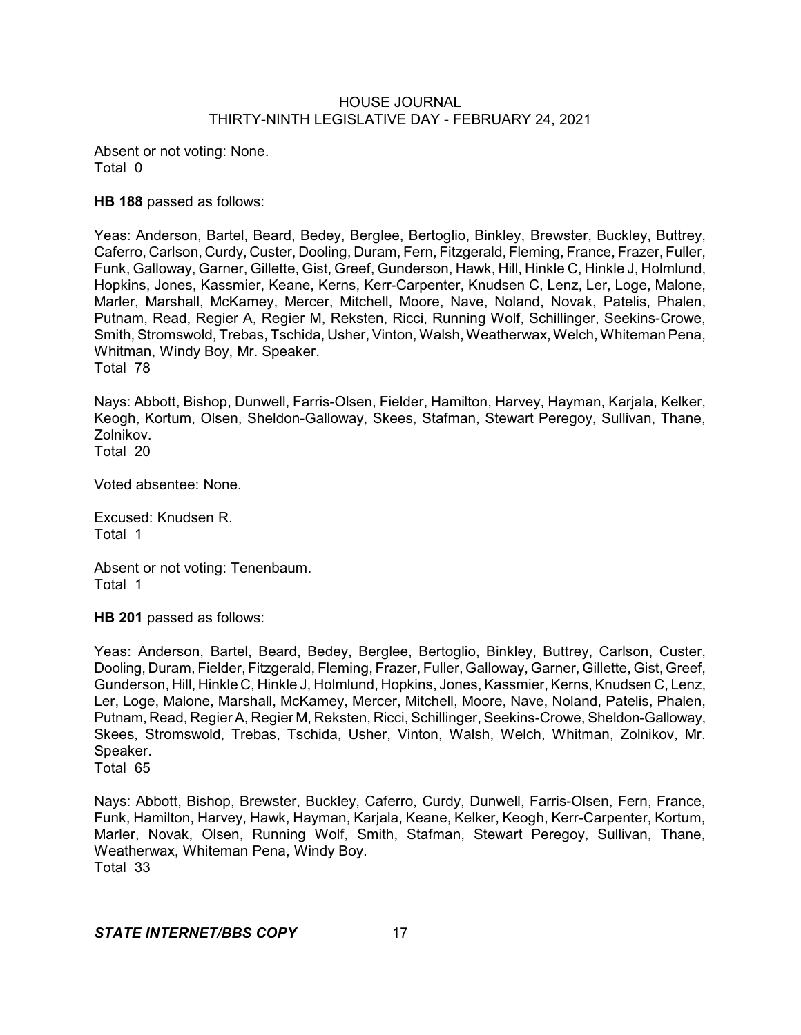Absent or not voting: None.
Total 0

**HB 188** passed as follows:

Yeas: Anderson, Bartel, Beard, Bedey, Berglee, Bertoglio, Binkley, Brewster, Buckley, Buttrey, Caferro, Carlson, Curdy, Custer, Dooling, Duram, Fern, Fitzgerald, Fleming, France, Frazer, Fuller, Funk, Galloway, Garner, Gillette, Gist, Greef, Gunderson, Hawk, Hill, Hinkle C, Hinkle J, Holmlund, Hopkins, Jones, Kassmier, Keane, Kerns, Kerr-Carpenter, Knudsen C, Lenz, Ler, Loge, Malone, Marler, Marshall, McKamey, Mercer, Mitchell, Moore, Nave, Noland, Novak, Patelis, Phalen, Putnam, Read, Regier A, Regier M, Reksten, Ricci, Running Wolf, Schillinger, Seekins-Crowe, Smith, Stromswold, Trebas, Tschida, Usher, Vinton, Walsh, Weatherwax, Welch, Whiteman Pena, Whitman, Windy Boy, Mr. Speaker.
Total 78

Nays: Abbott, Bishop, Dunwell, Farris-Olsen, Fielder, Hamilton, Harvey, Hayman, Karjala, Kelker, Keogh, Kortum, Olsen, Sheldon-Galloway, Skees, Stafman, Stewart Peregoy, Sullivan, Thane, Zolnikov.
Total 20

Voted absentee: None.

Excused: Knudsen R.
Total 1

Absent or not voting: Tenenbaum.
Total 1

**HB 201** passed as follows:

Yeas: Anderson, Bartel, Beard, Bedey, Berglee, Bertoglio, Binkley, Buttrey, Carlson, Custer, Dooling, Duram, Fielder, Fitzgerald, Fleming, Frazer, Fuller, Galloway, Garner, Gillette, Gist, Greef, Gunderson, Hill, Hinkle C, Hinkle J, Holmlund, Hopkins, Jones, Kassmier, Kerns, Knudsen C, Lenz, Ler, Loge, Malone, Marshall, McKamey, Mercer, Mitchell, Moore, Nave, Noland, Patelis, Phalen, Putnam, Read, Regier A, Regier M, Reksten, Ricci, Schillinger, Seekins-Crowe, Sheldon-Galloway, Skees, Stromswold, Trebas, Tschida, Usher, Vinton, Walsh, Welch, Whitman, Zolnikov, Mr. Speaker.
Total 65

Nays: Abbott, Bishop, Brewster, Buckley, Caferro, Curdy, Dunwell, Farris-Olsen, Fern, France, Funk, Hamilton, Harvey, Hawk, Hayman, Karjala, Keane, Kelker, Keogh, Kerr-Carpenter, Kortum, Marler, Novak, Olsen, Running Wolf, Smith, Stafman, Stewart Peregoy, Sullivan, Thane, Weatherwax, Whiteman Pena, Windy Boy.
Total 33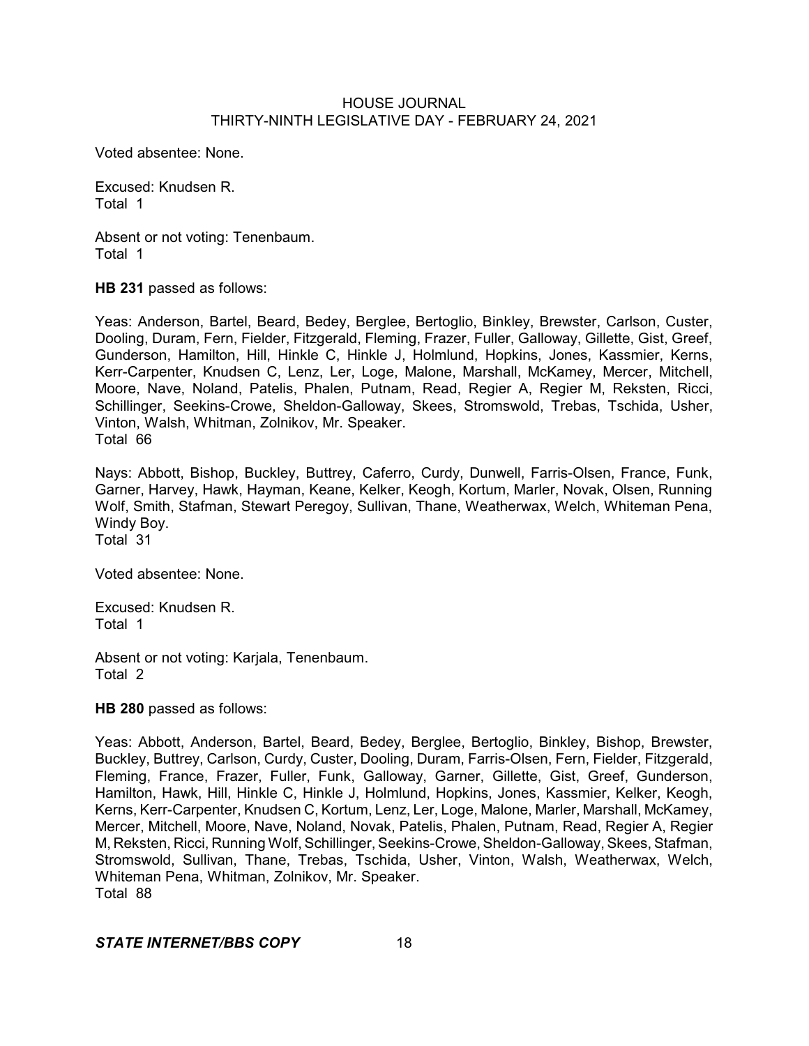Voted absentee: None.

Excused: Knudsen R.
Total 1

Absent or not voting: Tenenbaum.
Total 1

**HB 231** passed as follows:

Yeas: Anderson, Bartel, Beard, Bedey, Berglee, Bertoglio, Binkley, Brewster, Carlson, Custer, Dooling, Duram, Fern, Fielder, Fitzgerald, Fleming, Frazer, Fuller, Galloway, Gillette, Gist, Greef, Gunderson, Hamilton, Hill, Hinkle C, Hinkle J, Holmlund, Hopkins, Jones, Kassmier, Kerns, Kerr-Carpenter, Knudsen C, Lenz, Ler, Loge, Malone, Marshall, McKamey, Mercer, Mitchell, Moore, Nave, Noland, Patelis, Phalen, Putnam, Read, Regier A, Regier M, Reksten, Ricci, Schillinger, Seekins-Crowe, Sheldon-Galloway, Skees, Stromswold, Trebas, Tschida, Usher, Vinton, Walsh, Whitman, Zolnikov, Mr. Speaker.
Total 66

Nays: Abbott, Bishop, Buckley, Buttrey, Caferro, Curdy, Dunwell, Farris-Olsen, France, Funk, Garner, Harvey, Hawk, Hayman, Keane, Kelker, Keogh, Kortum, Marler, Novak, Olsen, Running Wolf, Smith, Stafman, Stewart Peregoy, Sullivan, Thane, Weatherwax, Welch, Whiteman Pena, Windy Boy.
Total 31

Voted absentee: None.

Excused: Knudsen R.
Total 1

Absent or not voting: Karjala, Tenenbaum.
Total 2

**HB 280** passed as follows:

Yeas: Abbott, Anderson, Bartel, Beard, Bedey, Berglee, Bertoglio, Binkley, Bishop, Brewster, Buckley, Buttrey, Carlson, Curdy, Custer, Dooling, Duram, Farris-Olsen, Fern, Fielder, Fitzgerald, Fleming, France, Frazer, Fuller, Funk, Galloway, Garner, Gillette, Gist, Greef, Gunderson, Hamilton, Hawk, Hill, Hinkle C, Hinkle J, Holmlund, Hopkins, Jones, Kassmier, Kelker, Keogh, Kerns, Kerr-Carpenter, Knudsen C, Kortum, Lenz, Ler, Loge, Malone, Marler, Marshall, McKamey, Mercer, Mitchell, Moore, Nave, Noland, Novak, Patelis, Phalen, Putnam, Read, Regier A, Regier M, Reksten, Ricci, Running Wolf, Schillinger, Seekins-Crowe, Sheldon-Galloway, Skees, Stafman, Stromswold, Sullivan, Thane, Trebas, Tschida, Usher, Vinton, Walsh, Weatherwax, Welch, Whiteman Pena, Whitman, Zolnikov, Mr. Speaker.
Total 88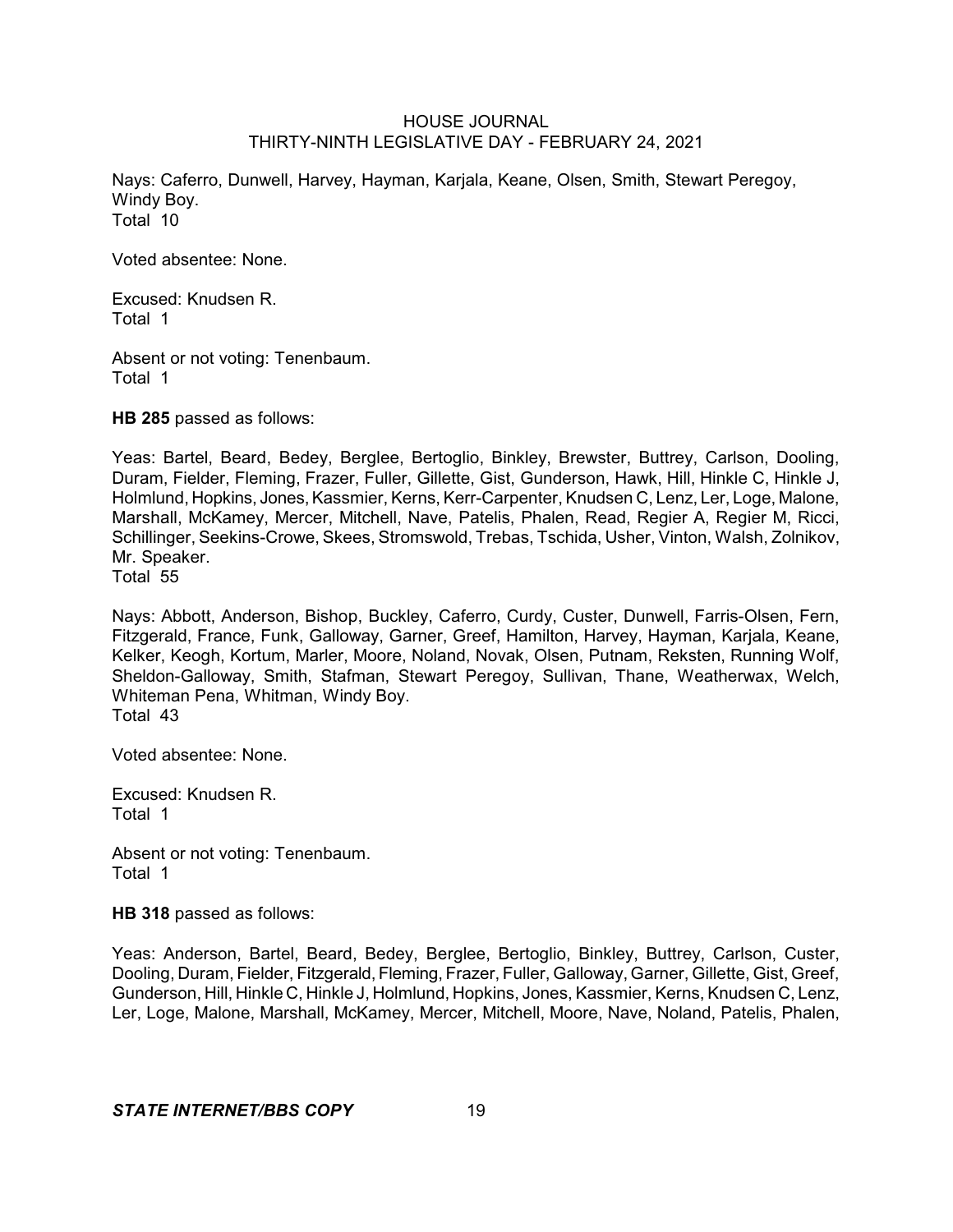Nays: Caferro, Dunwell, Harvey, Hayman, Karjala, Keane, Olsen, Smith, Stewart Peregoy, Windy Boy.
Total 10

Voted absentee: None.

Excused: Knudsen R.
Total 1

Absent or not voting: Tenenbaum.
Total 1

**HB 285** passed as follows:

Yeas: Bartel, Beard, Bedey, Berglee, Bertoglio, Binkley, Brewster, Buttrey, Carlson, Dooling, Duram, Fielder, Fleming, Frazer, Fuller, Gillette, Gist, Gunderson, Hawk, Hill, Hinkle C, Hinkle J, Holmlund, Hopkins, Jones, Kassmier, Kerns, Kerr-Carpenter, Knudsen C, Lenz, Ler, Loge, Malone, Marshall, McKamey, Mercer, Mitchell, Nave, Patelis, Phalen, Read, Regier A, Regier M, Ricci, Schillinger, Seekins-Crowe, Skees, Stromswold, Trebas, Tschida, Usher, Vinton, Walsh, Zolnikov, Mr. Speaker.
Total 55

Nays: Abbott, Anderson, Bishop, Buckley, Caferro, Curdy, Custer, Dunwell, Farris-Olsen, Fern, Fitzgerald, France, Funk, Galloway, Garner, Greef, Hamilton, Harvey, Hayman, Karjala, Keane, Kelker, Keogh, Kortum, Marler, Moore, Noland, Novak, Olsen, Putnam, Reksten, Running Wolf, Sheldon-Galloway, Smith, Stafman, Stewart Peregoy, Sullivan, Thane, Weatherwax, Welch, Whiteman Pena, Whitman, Windy Boy.
Total 43

Voted absentee: None.

Excused: Knudsen R.
Total 1

Absent or not voting: Tenenbaum.
Total 1

**HB 318** passed as follows:

Yeas: Anderson, Bartel, Beard, Bedey, Berglee, Bertoglio, Binkley, Buttrey, Carlson, Custer, Dooling, Duram, Fielder, Fitzgerald, Fleming, Frazer, Fuller, Galloway, Garner, Gillette, Gist, Greef, Gunderson, Hill, Hinkle C, Hinkle J, Holmlund, Hopkins, Jones, Kassmier, Kerns, Knudsen C, Lenz, Ler, Loge, Malone, Marshall, McKamey, Mercer, Mitchell, Moore, Nave, Noland, Patelis, Phalen,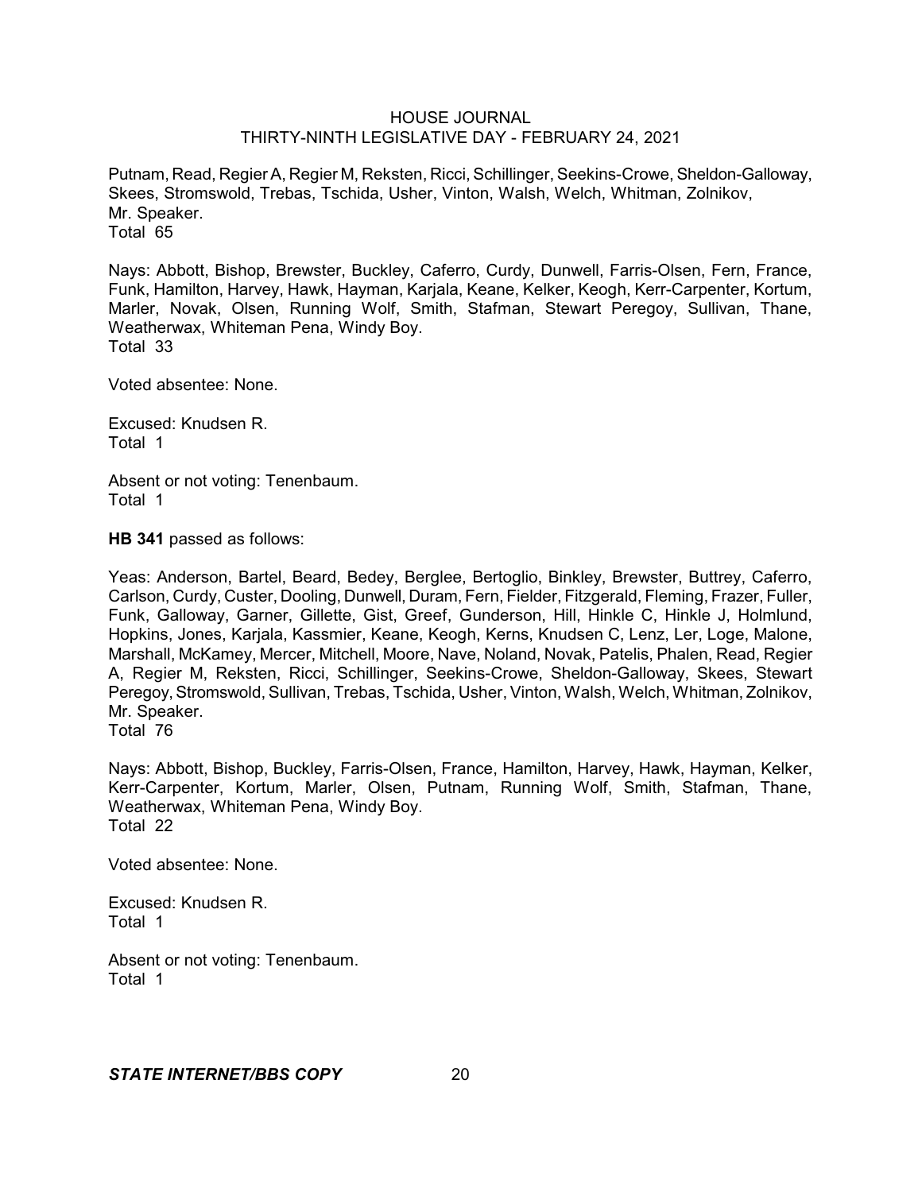Putnam, Read, Regier A, Regier M, Reksten, Ricci, Schillinger, Seekins-Crowe, Sheldon-Galloway, Skees, Stromswold, Trebas, Tschida, Usher, Vinton, Walsh, Welch, Whitman, Zolnikov, Mr. Speaker.
Total 65

Nays: Abbott, Bishop, Brewster, Buckley, Caferro, Curdy, Dunwell, Farris-Olsen, Fern, France, Funk, Hamilton, Harvey, Hawk, Hayman, Karjala, Keane, Kelker, Keogh, Kerr-Carpenter, Kortum, Marler, Novak, Olsen, Running Wolf, Smith, Stafman, Stewart Peregoy, Sullivan, Thane, Weatherwax, Whiteman Pena, Windy Boy.
Total 33

Voted absentee: None.

Excused: Knudsen R.
Total 1

Absent or not voting: Tenenbaum.
Total 1

**HB 341** passed as follows:

Yeas: Anderson, Bartel, Beard, Bedey, Berglee, Bertoglio, Binkley, Brewster, Buttrey, Caferro, Carlson, Curdy, Custer, Dooling, Dunwell, Duram, Fern, Fielder, Fitzgerald, Fleming, Frazer, Fuller, Funk, Galloway, Garner, Gillette, Gist, Greef, Gunderson, Hill, Hinkle C, Hinkle J, Holmlund, Hopkins, Jones, Karjala, Kassmier, Keane, Keogh, Kerns, Knudsen C, Lenz, Ler, Loge, Malone, Marshall, McKamey, Mercer, Mitchell, Moore, Nave, Noland, Novak, Patelis, Phalen, Read, Regier A, Regier M, Reksten, Ricci, Schillinger, Seekins-Crowe, Sheldon-Galloway, Skees, Stewart Peregoy, Stromswold, Sullivan, Trebas, Tschida, Usher, Vinton, Walsh, Welch, Whitman, Zolnikov, Mr. Speaker.
Total 76

Nays: Abbott, Bishop, Buckley, Farris-Olsen, France, Hamilton, Harvey, Hawk, Hayman, Kelker, Kerr-Carpenter, Kortum, Marler, Olsen, Putnam, Running Wolf, Smith, Stafman, Thane, Weatherwax, Whiteman Pena, Windy Boy.
Total 22

Voted absentee: None.

Excused: Knudsen R.
Total 1

Absent or not voting: Tenenbaum.
Total 1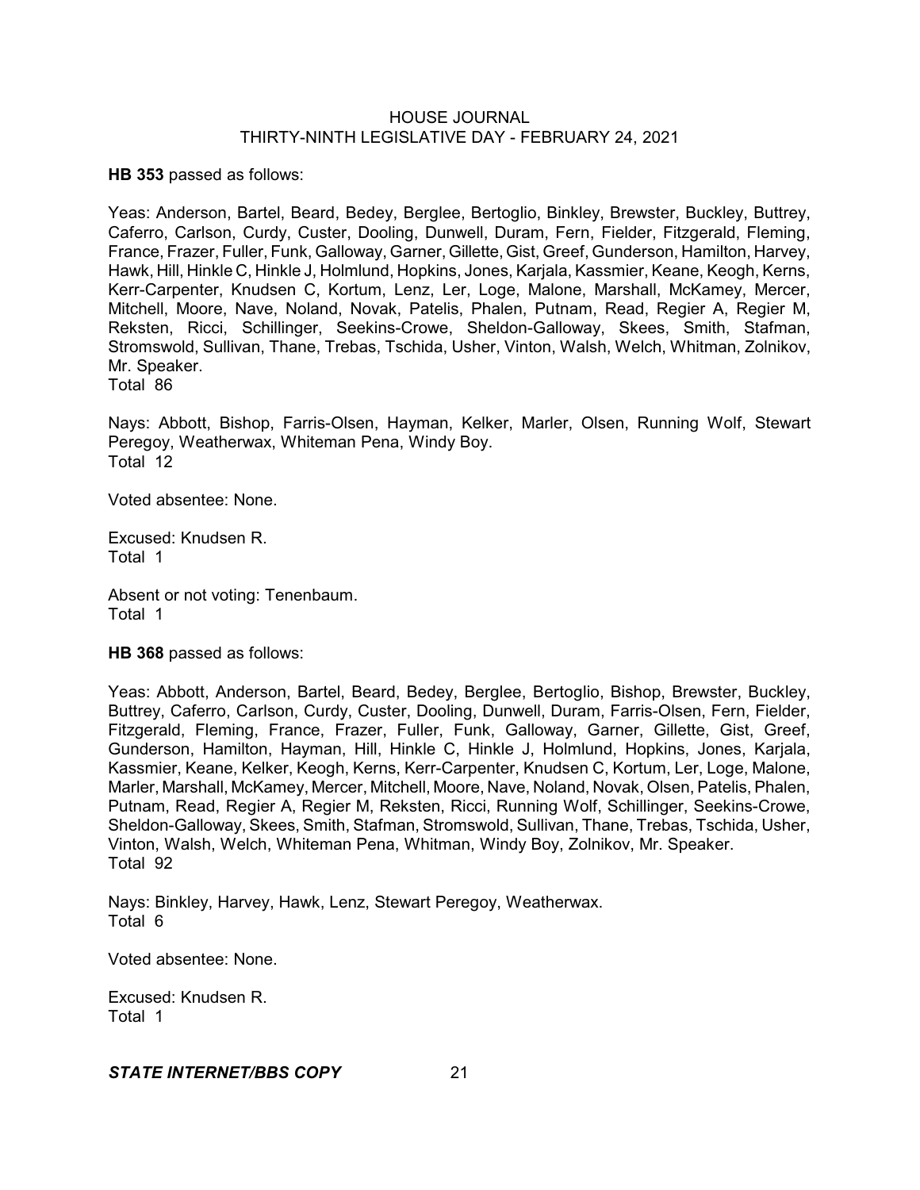**HB 353** passed as follows:

Yeas: Anderson, Bartel, Beard, Bedey, Berglee, Bertoglio, Binkley, Brewster, Buckley, Buttrey, Caferro, Carlson, Curdy, Custer, Dooling, Dunwell, Duram, Fern, Fielder, Fitzgerald, Fleming, France, Frazer, Fuller, Funk, Galloway, Garner, Gillette, Gist, Greef, Gunderson, Hamilton, Harvey, Hawk, Hill, Hinkle C, Hinkle J, Holmlund, Hopkins, Jones, Karjala, Kassmier, Keane, Keogh, Kerns, Kerr-Carpenter, Knudsen C, Kortum, Lenz, Ler, Loge, Malone, Marshall, McKamey, Mercer, Mitchell, Moore, Nave, Noland, Novak, Patelis, Phalen, Putnam, Read, Regier A, Regier M, Reksten, Ricci, Schillinger, Seekins-Crowe, Sheldon-Galloway, Skees, Smith, Stafman, Stromswold, Sullivan, Thane, Trebas, Tschida, Usher, Vinton, Walsh, Welch, Whitman, Zolnikov, Mr. Speaker.
Total 86

Nays: Abbott, Bishop, Farris-Olsen, Hayman, Kelker, Marler, Olsen, Running Wolf, Stewart Peregoy, Weatherwax, Whiteman Pena, Windy Boy.
Total 12

Voted absentee: None.

Excused: Knudsen R.
Total 1

Absent or not voting: Tenenbaum.
Total 1

**HB 368** passed as follows:

Yeas: Abbott, Anderson, Bartel, Beard, Bedey, Berglee, Bertoglio, Bishop, Brewster, Buckley, Buttrey, Caferro, Carlson, Curdy, Custer, Dooling, Dunwell, Duram, Farris-Olsen, Fern, Fielder, Fitzgerald, Fleming, France, Frazer, Fuller, Funk, Galloway, Garner, Gillette, Gist, Greef, Gunderson, Hamilton, Hayman, Hill, Hinkle C, Hinkle J, Holmlund, Hopkins, Jones, Karjala, Kassmier, Keane, Kelker, Keogh, Kerns, Kerr-Carpenter, Knudsen C, Kortum, Ler, Loge, Malone, Marler, Marshall, McKamey, Mercer, Mitchell, Moore, Nave, Noland, Novak, Olsen, Patelis, Phalen, Putnam, Read, Regier A, Regier M, Reksten, Ricci, Running Wolf, Schillinger, Seekins-Crowe, Sheldon-Galloway, Skees, Smith, Stafman, Stromswold, Sullivan, Thane, Trebas, Tschida, Usher, Vinton, Walsh, Welch, Whiteman Pena, Whitman, Windy Boy, Zolnikov, Mr. Speaker.
Total 92

Nays: Binkley, Harvey, Hawk, Lenz, Stewart Peregoy, Weatherwax.
Total 6

Voted absentee: None.

Excused: Knudsen R.
Total 1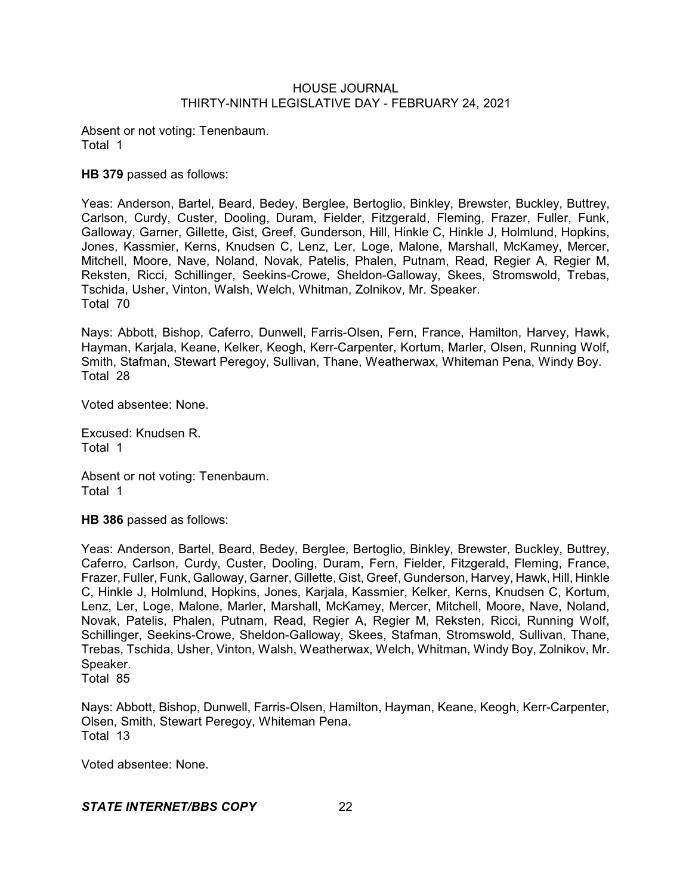Absent or not voting: Tenenbaum.
Total 1

**HB 379** passed as follows:

Yeas: Anderson, Bartel, Beard, Bedey, Berglee, Bertoglio, Binkley, Brewster, Buckley, Buttrey, Carlson, Curdy, Custer, Dooling, Duram, Fielder, Fitzgerald, Fleming, Frazer, Fuller, Funk, Galloway, Garner, Gillette, Gist, Greef, Gunderson, Hill, Hinkle C, Hinkle J, Holmlund, Hopkins, Jones, Kassmier, Kerns, Knudsen C, Lenz, Ler, Loge, Malone, Marshall, McKamey, Mercer, Mitchell, Moore, Nave, Noland, Novak, Patelis, Phalen, Putnam, Read, Regier A, Regier M, Reksten, Ricci, Schillinger, Seekins-Crowe, Sheldon-Galloway, Skees, Stromswold, Trebas, Tschida, Usher, Vinton, Walsh, Welch, Whitman, Zolnikov, Mr. Speaker.
Total 70

Nays: Abbott, Bishop, Caferro, Dunwell, Farris-Olsen, Fern, France, Hamilton, Harvey, Hawk, Hayman, Karjala, Keane, Kelker, Keogh, Kerr-Carpenter, Kortum, Marler, Olsen, Running Wolf, Smith, Stafman, Stewart Peregoy, Sullivan, Thane, Weatherwax, Whiteman Pena, Windy Boy.
Total 28

Voted absentee: None.

Excused: Knudsen R.
Total 1

Absent or not voting: Tenenbaum.
Total 1

**HB 386** passed as follows:

Yeas: Anderson, Bartel, Beard, Bedey, Berglee, Bertoglio, Binkley, Brewster, Buckley, Buttrey, Caferro, Carlson, Curdy, Custer, Dooling, Duram, Fern, Fielder, Fitzgerald, Fleming, France, Frazer, Fuller, Funk, Galloway, Garner, Gillette, Gist, Greef, Gunderson, Harvey, Hawk, Hill, Hinkle C, Hinkle J, Holmlund, Hopkins, Jones, Karjala, Kassmier, Kelker, Kerns, Knudsen C, Kortum, Lenz, Ler, Loge, Malone, Marler, Marshall, McKamey, Mercer, Mitchell, Moore, Nave, Noland, Novak, Patelis, Phalen, Putnam, Read, Regier A, Regier M, Reksten, Ricci, Running Wolf, Schillinger, Seekins-Crowe, Sheldon-Galloway, Skees, Stafman, Stromswold, Sullivan, Thane, Trebas, Tschida, Usher, Vinton, Walsh, Weatherwax, Welch, Whitman, Windy Boy, Zolnikov, Mr. Speaker.
Total 85

Nays: Abbott, Bishop, Dunwell, Farris-Olsen, Hamilton, Hayman, Keane, Keogh, Kerr-Carpenter, Olsen, Smith, Stewart Peregoy, Whiteman Pena.
Total 13

Voted absentee: None.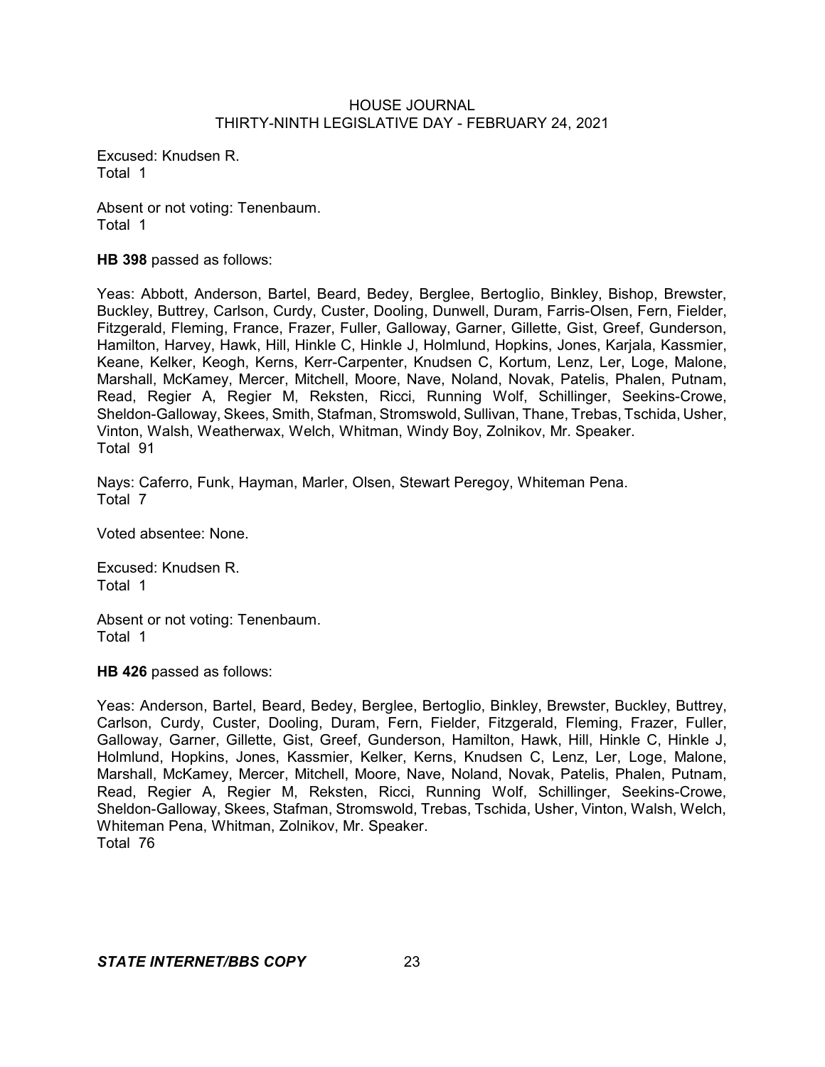Excused: Knudsen R.
Total 1

Absent or not voting: Tenenbaum.
Total 1

**HB 398** passed as follows:

Yeas: Abbott, Anderson, Bartel, Beard, Bedey, Berglee, Bertoglio, Binkley, Bishop, Brewster, Buckley, Buttrey, Carlson, Curdy, Custer, Dooling, Dunwell, Duram, Farris-Olsen, Fern, Fielder, Fitzgerald, Fleming, France, Frazer, Fuller, Galloway, Garner, Gillette, Gist, Greef, Gunderson, Hamilton, Harvey, Hawk, Hill, Hinkle C, Hinkle J, Holmlund, Hopkins, Jones, Karjala, Kassmier, Keane, Kelker, Keogh, Kerns, Kerr-Carpenter, Knudsen C, Kortum, Lenz, Ler, Loge, Malone, Marshall, McKamey, Mercer, Mitchell, Moore, Nave, Noland, Novak, Patelis, Phalen, Putnam, Read, Regier A, Regier M, Reksten, Ricci, Running Wolf, Schillinger, Seekins-Crowe, Sheldon-Galloway, Skees, Smith, Stafman, Stromswold, Sullivan, Thane, Trebas, Tschida, Usher, Vinton, Walsh, Weatherwax, Welch, Whitman, Windy Boy, Zolnikov, Mr. Speaker.
Total 91

Nays: Caferro, Funk, Hayman, Marler, Olsen, Stewart Peregoy, Whiteman Pena.
Total 7

Voted absentee: None.

Excused: Knudsen R.
Total 1

Absent or not voting: Tenenbaum.
Total 1

**HB 426** passed as follows:

Yeas: Anderson, Bartel, Beard, Bedey, Berglee, Bertoglio, Binkley, Brewster, Buckley, Buttrey, Carlson, Curdy, Custer, Dooling, Duram, Fern, Fielder, Fitzgerald, Fleming, Frazer, Fuller, Galloway, Garner, Gillette, Gist, Greef, Gunderson, Hamilton, Hawk, Hill, Hinkle C, Hinkle J, Holmlund, Hopkins, Jones, Kassmier, Kelker, Kerns, Knudsen C, Lenz, Ler, Loge, Malone, Marshall, McKamey, Mercer, Mitchell, Moore, Nave, Noland, Novak, Patelis, Phalen, Putnam, Read, Regier A, Regier M, Reksten, Ricci, Running Wolf, Schillinger, Seekins-Crowe, Sheldon-Galloway, Skees, Stafman, Stromswold, Trebas, Tschida, Usher, Vinton, Walsh, Welch, Whiteman Pena, Whitman, Zolnikov, Mr. Speaker.
Total 76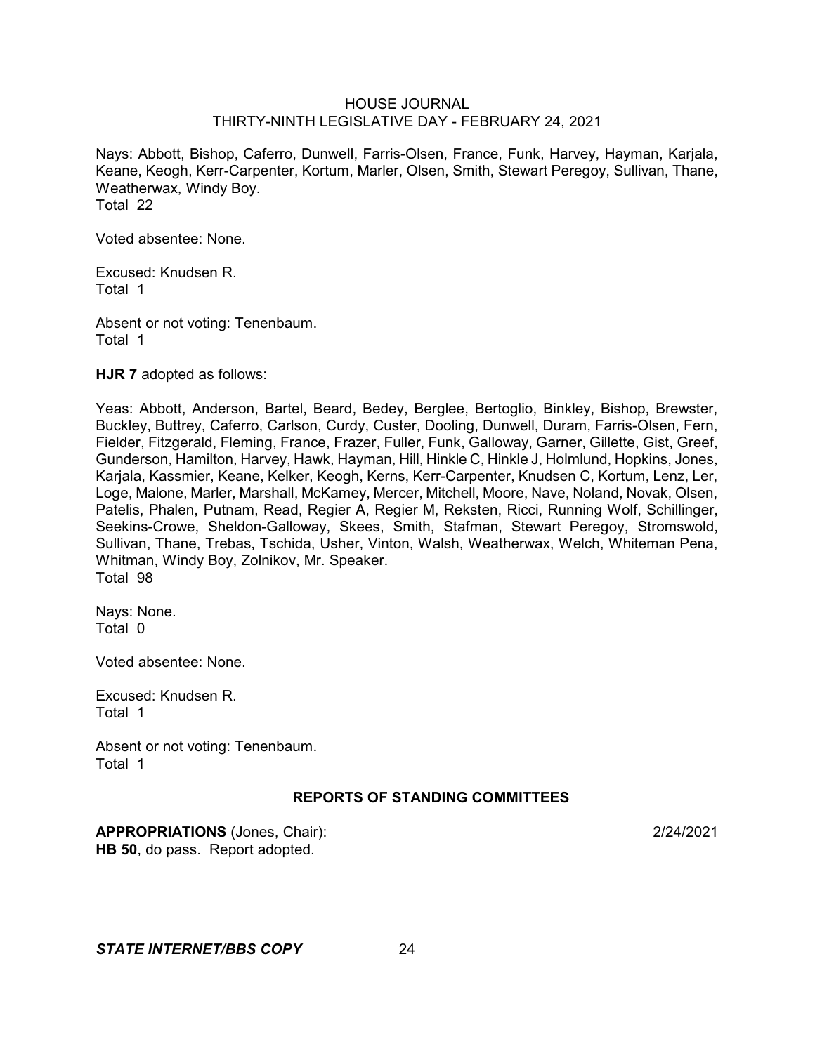Nays: Abbott, Bishop, Caferro, Dunwell, Farris-Olsen, France, Funk, Harvey, Hayman, Karjala, Keane, Keogh, Kerr-Carpenter, Kortum, Marler, Olsen, Smith, Stewart Peregoy, Sullivan, Thane, Weatherwax, Windy Boy.
Total 22

Voted absentee: None.

Excused: Knudsen R.
Total 1

Absent or not voting: Tenenbaum.
Total 1

**HJR 7** adopted as follows:

Yeas: Abbott, Anderson, Bartel, Beard, Bedey, Berglee, Bertoglio, Binkley, Bishop, Brewster, Buckley, Buttrey, Caferro, Carlson, Curdy, Custer, Dooling, Dunwell, Duram, Farris-Olsen, Fern, Fielder, Fitzgerald, Fleming, France, Frazer, Fuller, Funk, Galloway, Garner, Gillette, Gist, Greef, Gunderson, Hamilton, Harvey, Hawk, Hayman, Hill, Hinkle C, Hinkle J, Holmlund, Hopkins, Jones, Karjala, Kassmier, Keane, Kelker, Keogh, Kerns, Kerr-Carpenter, Knudsen C, Kortum, Lenz, Ler, Loge, Malone, Marler, Marshall, McKamey, Mercer, Mitchell, Moore, Nave, Noland, Novak, Olsen, Patelis, Phalen, Putnam, Read, Regier A, Regier M, Reksten, Ricci, Running Wolf, Schillinger, Seekins-Crowe, Sheldon-Galloway, Skees, Smith, Stafman, Stewart Peregoy, Stromswold, Sullivan, Thane, Trebas, Tschida, Usher, Vinton, Walsh, Weatherwax, Welch, Whiteman Pena, Whitman, Windy Boy, Zolnikov, Mr. Speaker.
Total 98

Nays: None.
Total 0

Voted absentee: None.

Excused: Knudsen R.
Total 1

Absent or not voting: Tenenbaum.
Total 1

## REPORTS OF STANDING COMMITTEES

**APPROPRIATIONS** (Jones, Chair): 2/24/2021
**HB 50**, do pass. Report adopted.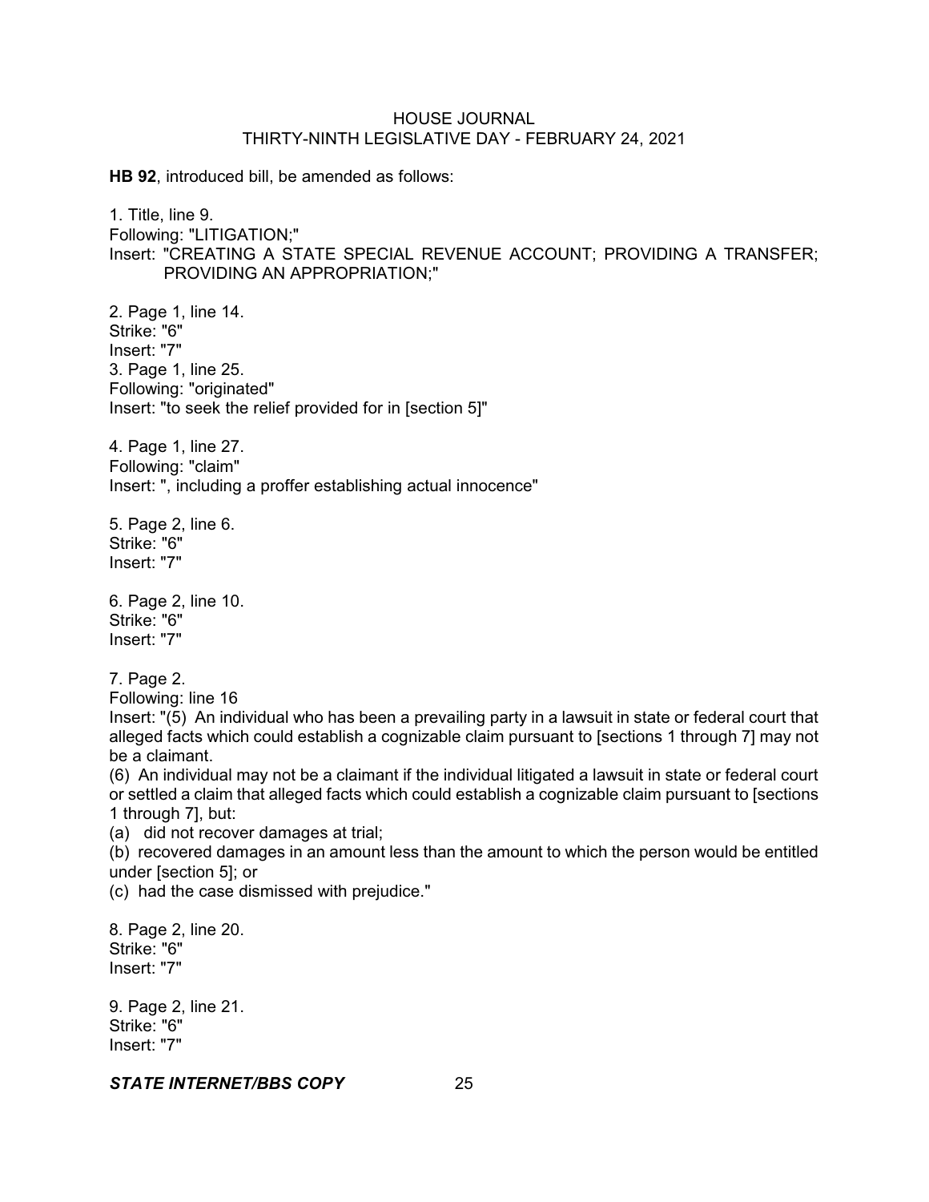**HB 92**, introduced bill, be amended as follows:

1. Title, line 9.
Following: "LITIGATION;"
Insert: "CREATING A STATE SPECIAL REVENUE ACCOUNT; PROVIDING A TRANSFER; PROVIDING AN APPROPRIATION;"

2. Page 1, line 14.
Strike: "6"
Insert: "7"

3. Page 1, line 25.
Following: "originated"
Insert: "to seek the relief provided for in [section 5]"

4. Page 1, line 27.
Following: "claim"
Insert: ", including a proffer establishing actual innocence"

5. Page 2, line 6.
Strike: "6"
Insert: "7"

6. Page 2, line 10.
Strike: "6"
Insert: "7"

7. Page 2.
Following: line 16
Insert: "(5) An individual who has been a prevailing party in a lawsuit in state or federal court that alleged facts which could establish a cognizable claim pursuant to [sections 1 through 7] may not be a claimant.
(6) An individual may not be a claimant if the individual litigated a lawsuit in state or federal court or settled a claim that alleged facts which could establish a cognizable claim pursuant to [sections 1 through 7], but:
(a) did not recover damages at trial;
(b) recovered damages in an amount less than the amount to which the person would be entitled under [section 5]; or
(c) had the case dismissed with prejudice."

8. Page 2, line 20.
Strike: "6"
Insert: "7"

9. Page 2, line 21.
Strike: "6"
Insert: "7"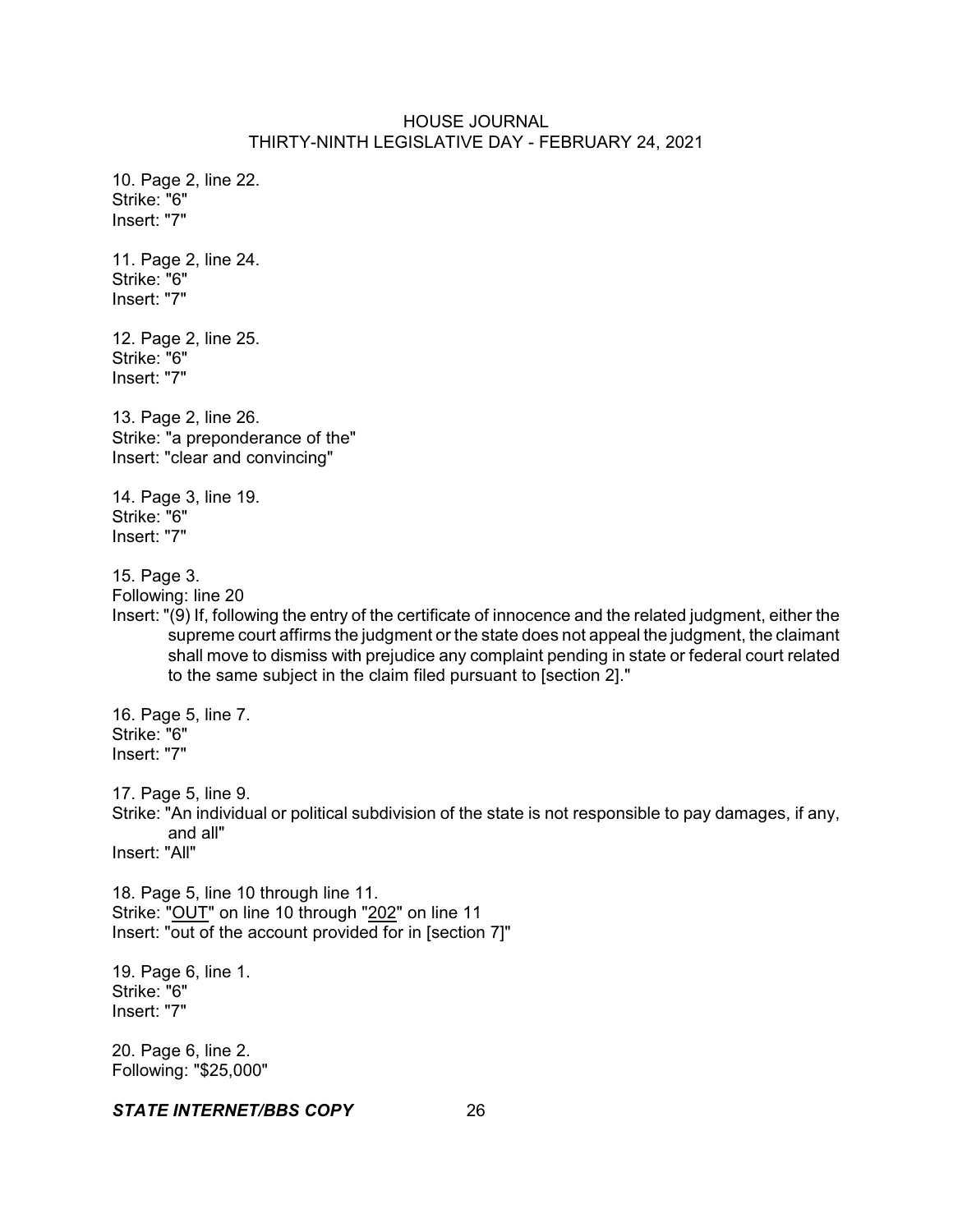10. Page 2, line 22.
Strike: "6"
Insert: "7"

11. Page 2, line 24.
Strike: "6"
Insert: "7"

12. Page 2, line 25.
Strike: "6"
Insert: "7"

13. Page 2, line 26.
Strike: "a preponderance of the"
Insert: "clear and convincing"

14. Page 3, line 19.
Strike: "6"
Insert: "7"

15. Page 3.
Following: line 20
Insert: "(9) If, following the entry of the certificate of innocence and the related judgment, either the supreme court affirms the judgment or the state does not appeal the judgment, the claimant shall move to dismiss with prejudice any complaint pending in state or federal court related to the same subject in the claim filed pursuant to [section 2]."

16. Page 5, line 7.
Strike: "6"
Insert: "7"

17. Page 5, line 9.
Strike: "An individual or political subdivision of the state is not responsible to pay damages, if any, and all"
Insert: "All"

18. Page 5, line 10 through line 11.
Strike: "<u>OUT</u>" on line 10 through "<u>202</u>" on line 11
Insert: "out of the account provided for in [section 7]"

19. Page 6, line 1.
Strike: "6"
Insert: "7"

20. Page 6, line 2.
Following: "$25,000"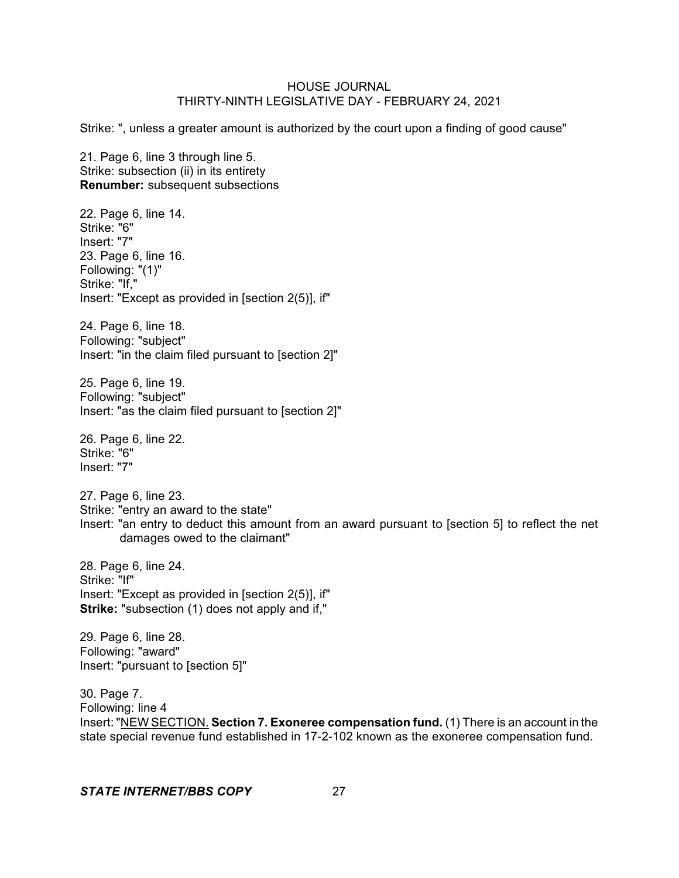Strike: ", unless a greater amount is authorized by the court upon a finding of good cause"

21. Page 6, line 3 through line 5.
Strike: subsection (ii) in its entirety
**Renumber:** subsequent subsections

22. Page 6, line 14.
Strike: "6"
Insert: "7"
23. Page 6, line 16.
Following: "(1)"
Strike: "If,"
Insert: "Except as provided in [section 2(5)], if"

24. Page 6, line 18.
Following: "subject"
Insert: "in the claim filed pursuant to [section 2]"

25. Page 6, line 19.
Following: "subject"
Insert: "as the claim filed pursuant to [section 2]"

26. Page 6, line 22.
Strike: "6"
Insert: "7"

27. Page 6, line 23.
Strike: "entry an award to the state"
Insert: "an entry to deduct this amount from an award pursuant to [section 5] to reflect the net damages owed to the claimant"

28. Page 6, line 24.
Strike: "If"
Insert: "Except as provided in [section 2(5)], if"
**Strike:** "subsection (1) does not apply and if,"

29. Page 6, line 28.
Following: "award"
Insert: "pursuant to [section 5]"

30. Page 7.
Following: line 4
Insert: "NEW SECTION. **Section 7. Exoneree compensation fund.** (1) There is an account in the state special revenue fund established in 17-2-102 known as the exoneree compensation fund.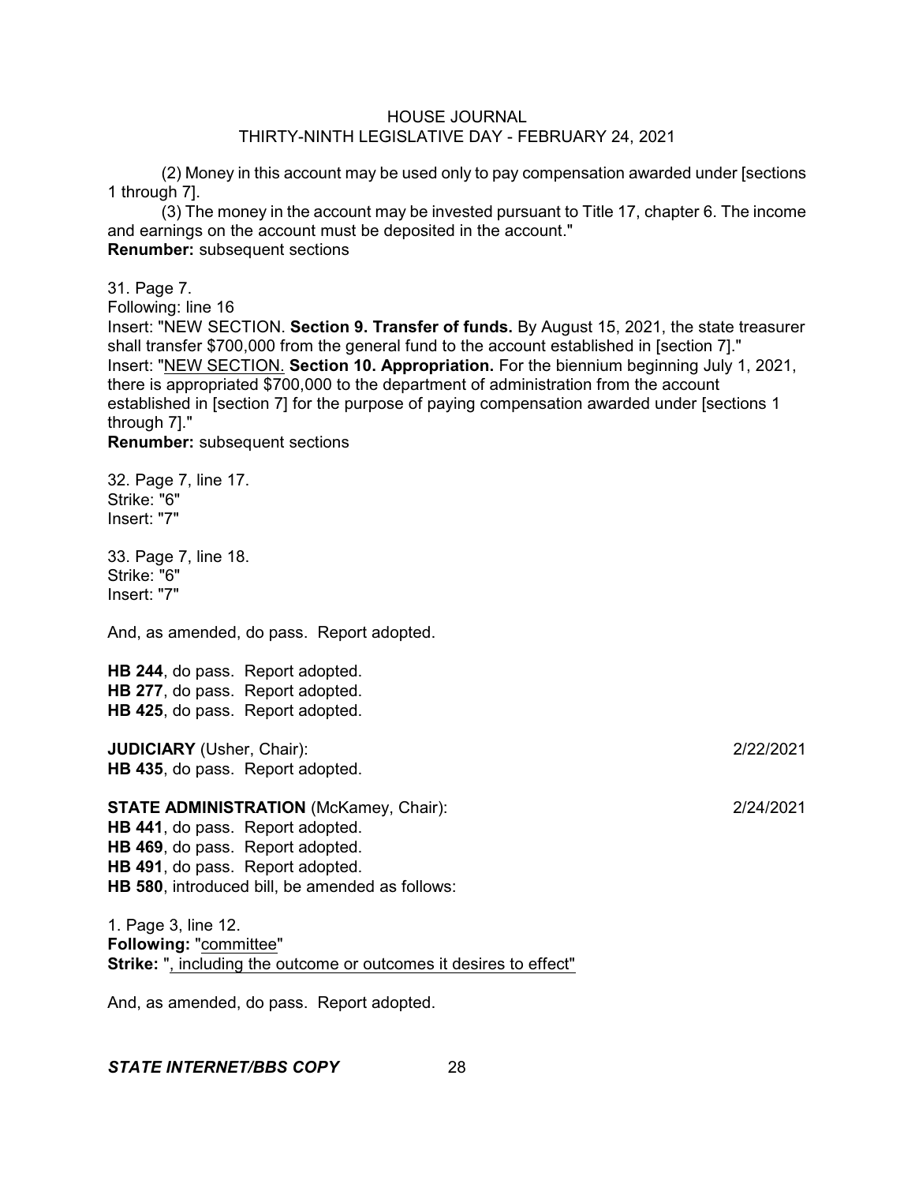(2) Money in this account may be used only to pay compensation awarded under [sections 1 through 7].

(3) The money in the account may be invested pursuant to Title 17, chapter 6. The income and earnings on the account must be deposited in the account."

**Renumber:** subsequent sections

31. Page 7.

Following: line 16

Insert: "NEW SECTION. **Section 9. Transfer of funds.** By August 15, 2021, the state treasurer shall transfer $700,000 from the general fund to the account established in [section 7]."

Insert: "NEW SECTION. **Section 10. Appropriation.** For the biennium beginning July 1, 2021, there is appropriated $700,000 to the department of administration from the account established in [section 7] for the purpose of paying compensation awarded under [sections 1 through 7]."

**Renumber:** subsequent sections

32. Page 7, line 17.

Strike: "6"

Insert: "7"

33. Page 7, line 18.

Strike: "6"

Insert: "7"

And, as amended, do pass. Report adopted.

**HB 244**, do pass. Report adopted.

**HB 277**, do pass. Report adopted.

**HB 425**, do pass. Report adopted.

**JUDICIARY** (Usher, Chair): 2/22/2021

**HB 435**, do pass. Report adopted.

**STATE ADMINISTRATION** (McKamey, Chair): 2/24/2021

**HB 441**, do pass. Report adopted.

**HB 469**, do pass. Report adopted.

**HB 491**, do pass. Report adopted.

**HB 580**, introduced bill, be amended as follows:

1. Page 3, line 12.

**Following:** "committee"

**Strike:** ", including the outcome or outcomes it desires to effect"

And, as amended, do pass. Report adopted.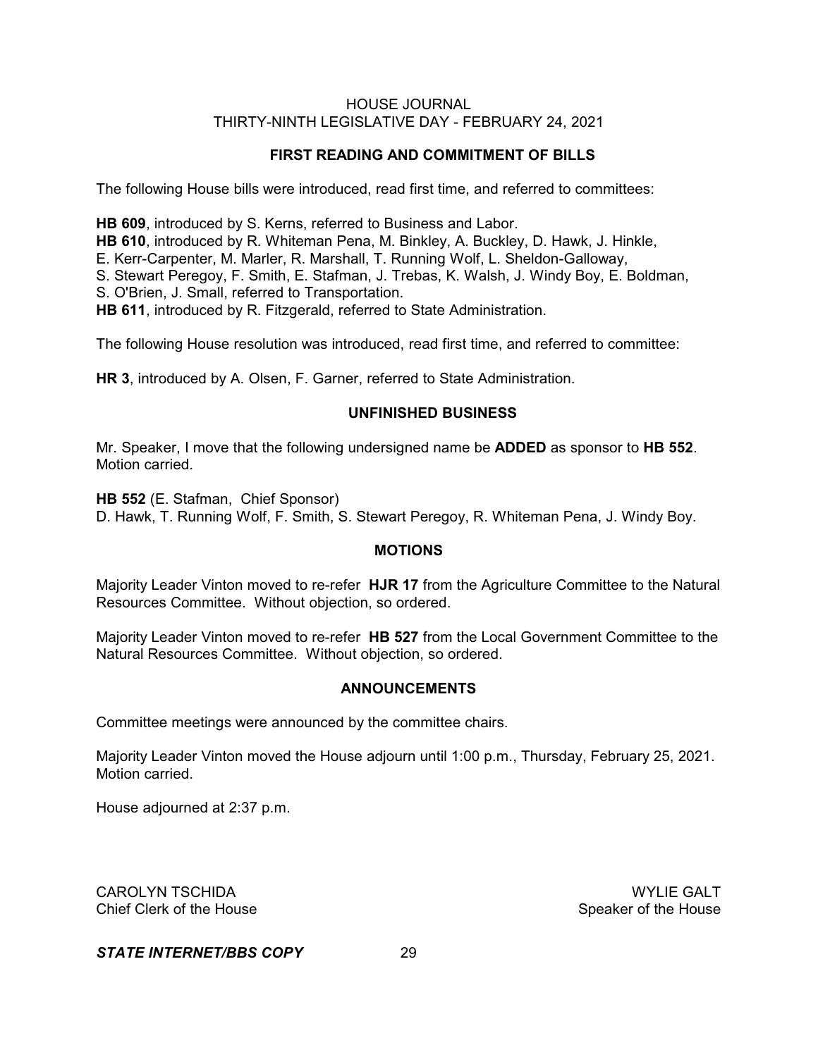HOUSE JOURNAL
THIRTY-NINTH LEGISLATIVE DAY - FEBRUARY 24, 2021

## FIRST READING AND COMMITMENT OF BILLS

The following House bills were introduced, read first time, and referred to committees:

**HB 609**, introduced by S. Kerns, referred to Business and Labor.
**HB 610**, introduced by R. Whiteman Pena, M. Binkley, A. Buckley, D. Hawk, J. Hinkle, E. Kerr-Carpenter, M. Marler, R. Marshall, T. Running Wolf, L. Sheldon-Galloway, S. Stewart Peregoy, F. Smith, E. Stafman, J. Trebas, K. Walsh, J. Windy Boy, E. Boldman, S. O'Brien, J. Small, referred to Transportation.
**HB 611**, introduced by R. Fitzgerald, referred to State Administration.

The following House resolution was introduced, read first time, and referred to committee:

**HR 3**, introduced by A. Olsen, F. Garner, referred to State Administration.

## UNFINISHED BUSINESS

Mr. Speaker, I move that the following undersigned name be **ADDED** as sponsor to **HB 552**. Motion carried.

**HB 552** (E. Stafman, Chief Sponsor)
D. Hawk, T. Running Wolf, F. Smith, S. Stewart Peregoy, R. Whiteman Pena, J. Windy Boy.

## MOTIONS

Majority Leader Vinton moved to re-refer **HJR 17** from the Agriculture Committee to the Natural Resources Committee. Without objection, so ordered.

Majority Leader Vinton moved to re-refer **HB 527** from the Local Government Committee to the Natural Resources Committee. Without objection, so ordered.

## ANNOUNCEMENTS

Committee meetings were announced by the committee chairs.

Majority Leader Vinton moved the House adjourn until 1:00 p.m., Thursday, February 25, 2021. Motion carried.

House adjourned at 2:37 p.m.

CAROLYN TSCHIDA
Chief Clerk of the House

WYLIE GALT
Speaker of the House

***STATE INTERNET/BBS COPY***